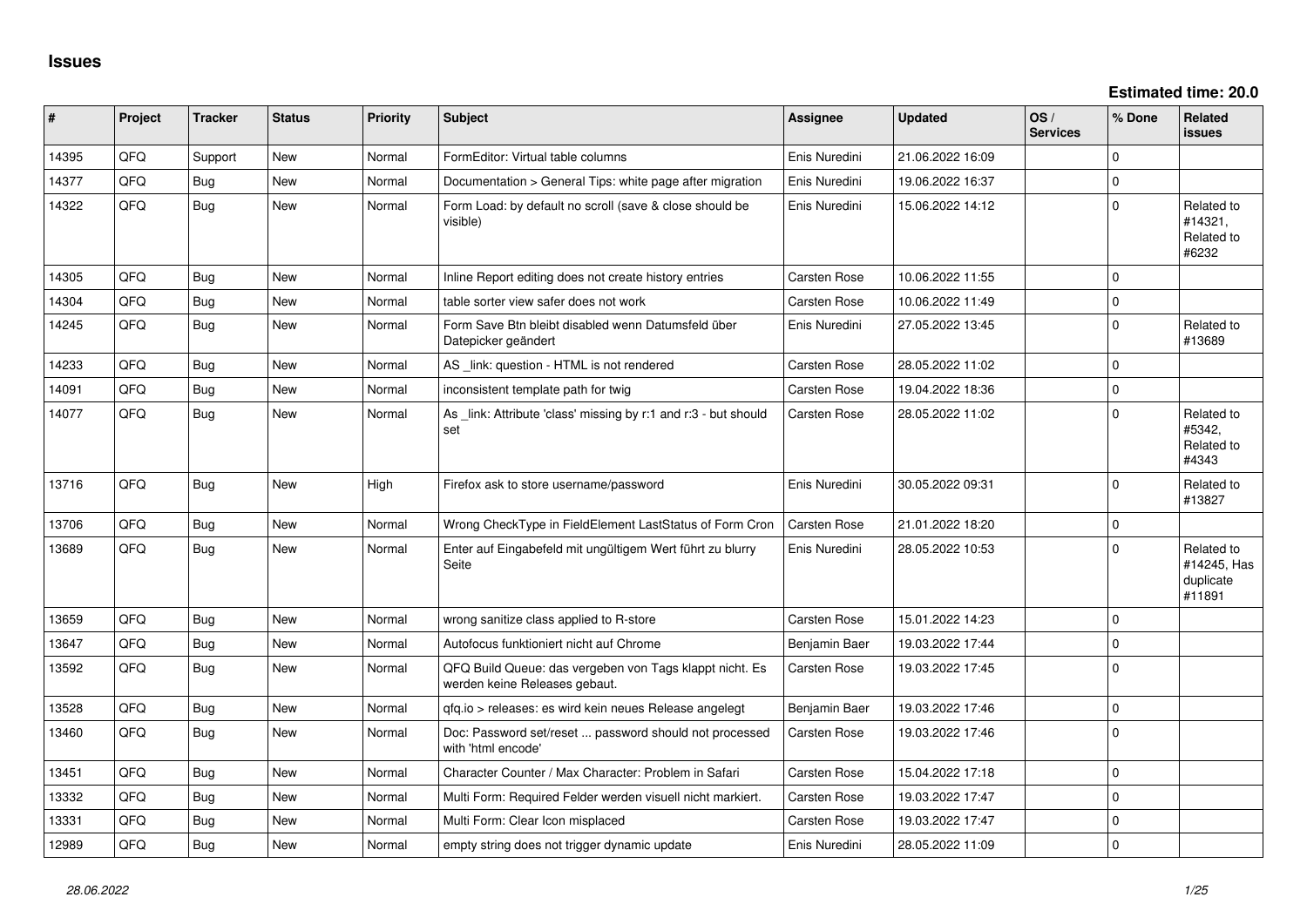# Issues

**Estimated time: 20.0**

| # | Project | Tracker | Status | Priority | Subject | Assignee | Updated | OS / Services | % Done | Related issues |
|---|---|---|---|---|---|---|---|---|---|---|
| 14395 | QFQ | Support | New | Normal | FormEditor: Virtual table columns | Enis Nuredini | 21.06.2022 16:09 | | 0 | |
| 14377 | QFQ | Bug | New | Normal | Documentation > General Tips: white page after migration | Enis Nuredini | 19.06.2022 16:37 | | 0 | |
| 14322 | QFQ | Bug | New | Normal | Form Load: by default no scroll (save & close should be visible) | Enis Nuredini | 15.06.2022 14:12 | | 0 | Related to #14321, Related to #6232 |
| 14305 | QFQ | Bug | New | Normal | Inline Report editing does not create history entries | Carsten Rose | 10.06.2022 11:55 | | 0 | |
| 14304 | QFQ | Bug | New | Normal | table sorter view safer does not work | Carsten Rose | 10.06.2022 11:49 | | 0 | |
| 14245 | QFQ | Bug | New | Normal | Form Save Btn bleibt disabled wenn Datumsfeld über Datepicker geändert | Enis Nuredini | 27.05.2022 13:45 | | 0 | Related to #13689 |
| 14233 | QFQ | Bug | New | Normal | AS _link: question - HTML is not rendered | Carsten Rose | 28.05.2022 11:02 | | 0 | |
| 14091 | QFQ | Bug | New | Normal | inconsistent template path for twig | Carsten Rose | 19.04.2022 18:36 | | 0 | |
| 14077 | QFQ | Bug | New | Normal | As _link: Attribute 'class' missing by r:1 and r:3 - but should set | Carsten Rose | 28.05.2022 11:02 | | 0 | Related to #5342, Related to #4343 |
| 13716 | QFQ | Bug | New | High | Firefox ask to store username/password | Enis Nuredini | 30.05.2022 09:31 | | 0 | Related to #13827 |
| 13706 | QFQ | Bug | New | Normal | Wrong CheckType in FieldElement LastStatus of Form Cron | Carsten Rose | 21.01.2022 18:20 | | 0 | |
| 13689 | QFQ | Bug | New | Normal | Enter auf Eingabefeld mit ungültigem Wert führt zu blurry Seite | Enis Nuredini | 28.05.2022 10:53 | | 0 | Related to #14245, Has duplicate #11891 |
| 13659 | QFQ | Bug | New | Normal | wrong sanitize class applied to R-store | Carsten Rose | 15.01.2022 14:23 | | 0 | |
| 13647 | QFQ | Bug | New | Normal | Autofocus funktioniert nicht auf Chrome | Benjamin Baer | 19.03.2022 17:44 | | 0 | |
| 13592 | QFQ | Bug | New | Normal | QFQ Build Queue: das vergeben von Tags klappt nicht. Es werden keine Releases gebaut. | Carsten Rose | 19.03.2022 17:45 | | 0 | |
| 13528 | QFQ | Bug | New | Normal | qfq.io > releases: es wird kein neues Release angelegt | Benjamin Baer | 19.03.2022 17:46 | | 0 | |
| 13460 | QFQ | Bug | New | Normal | Doc: Password set/reset ... password should not processed with 'html encode' | Carsten Rose | 19.03.2022 17:46 | | 0 | |
| 13451 | QFQ | Bug | New | Normal | Character Counter / Max Character: Problem in Safari | Carsten Rose | 15.04.2022 17:18 | | 0 | |
| 13332 | QFQ | Bug | New | Normal | Multi Form: Required Felder werden visuell nicht markiert. | Carsten Rose | 19.03.2022 17:47 | | 0 | |
| 13331 | QFQ | Bug | New | Normal | Multi Form: Clear Icon misplaced | Carsten Rose | 19.03.2022 17:47 | | 0 | |
| 12989 | QFQ | Bug | New | Normal | empty string does not trigger dynamic update | Enis Nuredini | 28.05.2022 11:09 | | 0 | |

*28.06.2022*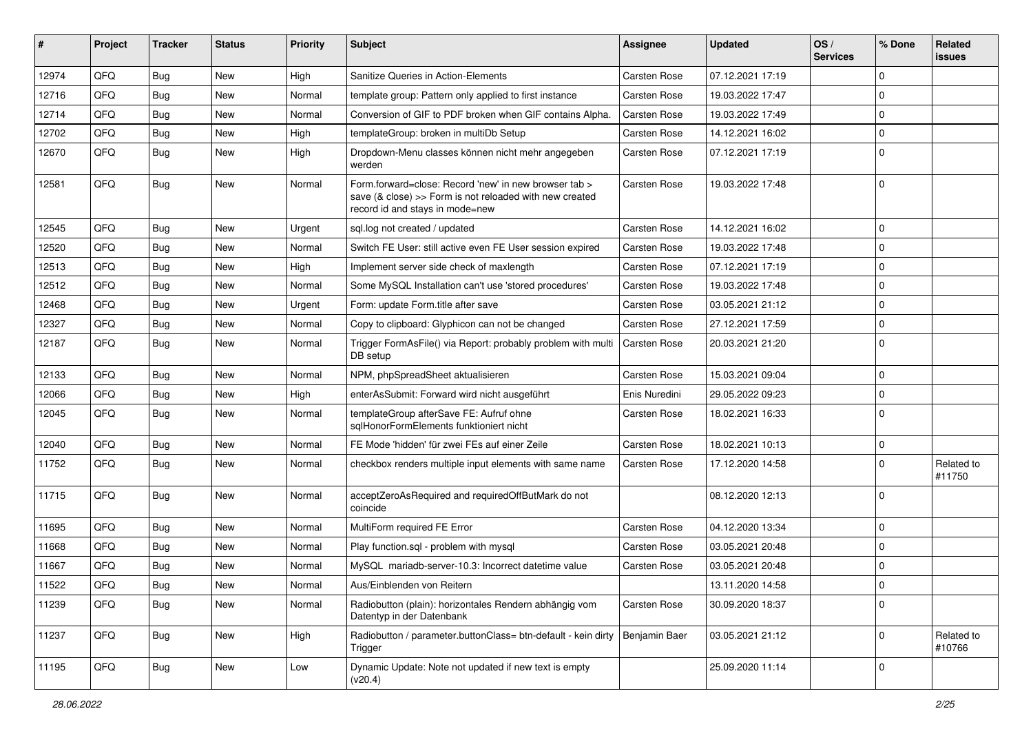| # | Project | Tracker | Status | Priority | Subject | Assignee | Updated | OS / Services | % Done | Related issues |
|---|---|---|---|---|---|---|---|---|---|---|
| 12974 | QFQ | Bug | New | High | Sanitize Queries in Action-Elements | Carsten Rose | 07.12.2021 17:19 | | 0 | |
| 12716 | QFQ | Bug | New | Normal | template group: Pattern only applied to first instance | Carsten Rose | 19.03.2022 17:47 | | 0 | |
| 12714 | QFQ | Bug | New | Normal | Conversion of GIF to PDF broken when GIF contains Alpha. | Carsten Rose | 19.03.2022 17:49 | | 0 | |
| 12702 | QFQ | Bug | New | High | templateGroup: broken in multiDb Setup | Carsten Rose | 14.12.2021 16:02 | | 0 | |
| 12670 | QFQ | Bug | New | High | Dropdown-Menu classes können nicht mehr angegeben werden | Carsten Rose | 07.12.2021 17:19 | | 0 | |
| 12581 | QFQ | Bug | New | Normal | Form.forward=close: Record 'new' in new browser tab > save (& close) >> Form is not reloaded with new created record id and stays in mode=new | Carsten Rose | 19.03.2022 17:48 | | 0 | |
| 12545 | QFQ | Bug | New | Urgent | sql.log not created / updated | Carsten Rose | 14.12.2021 16:02 | | 0 | |
| 12520 | QFQ | Bug | New | Normal | Switch FE User: still active even FE User session expired | Carsten Rose | 19.03.2022 17:48 | | 0 | |
| 12513 | QFQ | Bug | New | High | Implement server side check of maxlength | Carsten Rose | 07.12.2021 17:19 | | 0 | |
| 12512 | QFQ | Bug | New | Normal | Some MySQL Installation can't use 'stored procedures' | Carsten Rose | 19.03.2022 17:48 | | 0 | |
| 12468 | QFQ | Bug | New | Urgent | Form: update Form.title after save | Carsten Rose | 03.05.2021 21:12 | | 0 | |
| 12327 | QFQ | Bug | New | Normal | Copy to clipboard: Glyphicon can not be changed | Carsten Rose | 27.12.2021 17:59 | | 0 | |
| 12187 | QFQ | Bug | New | Normal | Trigger FormAsFile() via Report: probably problem with multi DB setup | Carsten Rose | 20.03.2021 21:20 | | 0 | |
| 12133 | QFQ | Bug | New | Normal | NPM, phpSpreadSheet aktualisieren | Carsten Rose | 15.03.2021 09:04 | | 0 | |
| 12066 | QFQ | Bug | New | High | enterAsSubmit: Forward wird nicht ausgeführt | Enis Nuredini | 29.05.2022 09:23 | | 0 | |
| 12045 | QFQ | Bug | New | Normal | templateGroup afterSave FE: Aufruf ohne sqlHonorFormElements funktioniert nicht | Carsten Rose | 18.02.2021 16:33 | | 0 | |
| 12040 | QFQ | Bug | New | Normal | FE Mode 'hidden' für zwei FEs auf einer Zeile | Carsten Rose | 18.02.2021 10:13 | | 0 | |
| 11752 | QFQ | Bug | New | Normal | checkbox renders multiple input elements with same name | Carsten Rose | 17.12.2020 14:58 | | 0 | Related to #11750 |
| 11715 | QFQ | Bug | New | Normal | acceptZeroAsRequired and requiredOffButMark do not coincide | | 08.12.2020 12:13 | | 0 | |
| 11695 | QFQ | Bug | New | Normal | MultiForm required FE Error | Carsten Rose | 04.12.2020 13:34 | | 0 | |
| 11668 | QFQ | Bug | New | Normal | Play function.sql - problem with mysql | Carsten Rose | 03.05.2021 20:48 | | 0 | |
| 11667 | QFQ | Bug | New | Normal | MySQL mariadb-server-10.3: Incorrect datetime value | Carsten Rose | 03.05.2021 20:48 | | 0 | |
| 11522 | QFQ | Bug | New | Normal | Aus/Einblenden von Reitern | | 13.11.2020 14:58 | | 0 | |
| 11239 | QFQ | Bug | New | Normal | Radiobutton (plain): horizontales Rendern abhängig vom Datentyp in der Datenbank | Carsten Rose | 30.09.2020 18:37 | | 0 | |
| 11237 | QFQ | Bug | New | High | Radiobutton / parameter.buttonClass= btn-default - kein dirty Trigger | Benjamin Baer | 03.05.2021 21:12 | | 0 | Related to #10766 |
| 11195 | QFQ | Bug | New | Low | Dynamic Update: Note not updated if new text is empty (v20.4) | | 25.09.2020 11:14 | | 0 | |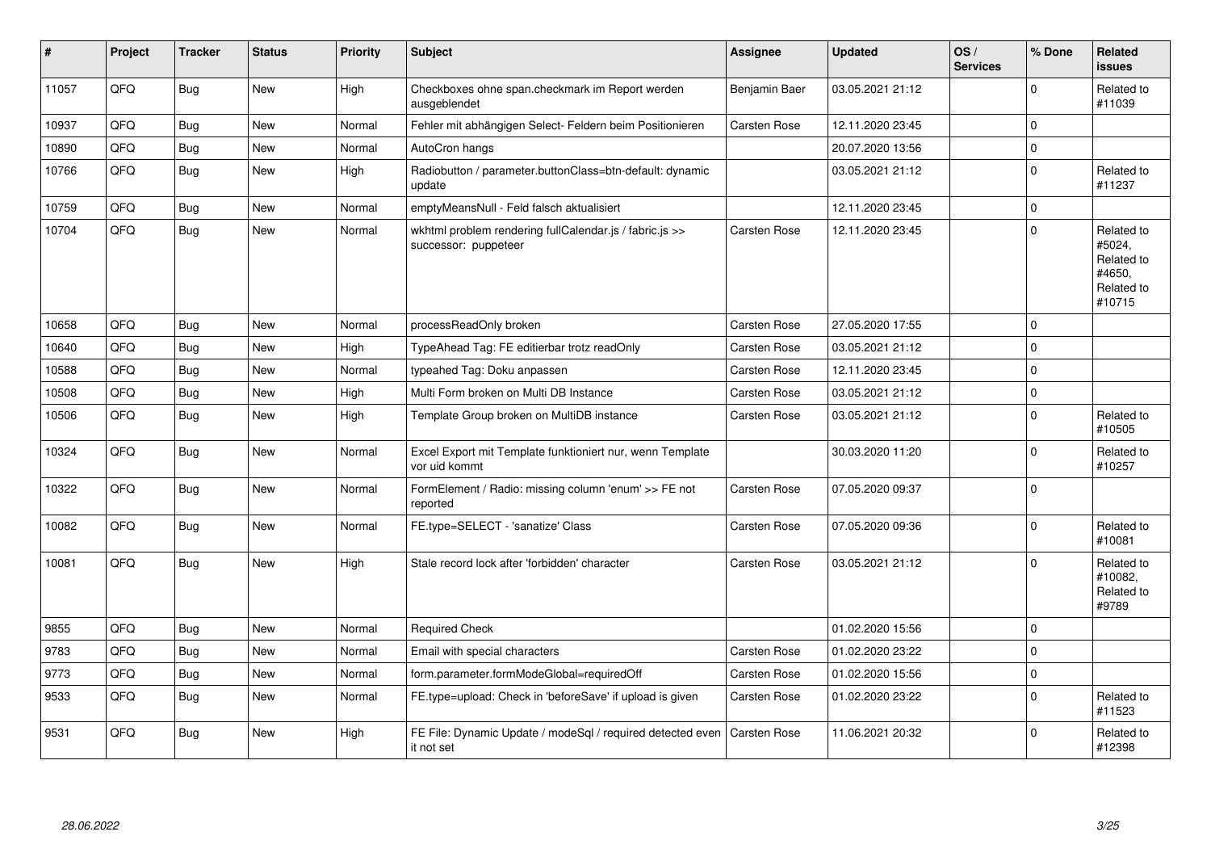| # | Project | Tracker | Status | Priority | Subject | Assignee | Updated | OS / Services | % Done | Related issues |
|---|---|---|---|---|---|---|---|---|---|---|
| 11057 | QFQ | Bug | New | High | Checkboxes ohne span.checkmark im Report werden ausgeblendet | Benjamin Baer | 03.05.2021 21:12 | | 0 | Related to #11039 |
| 10937 | QFQ | Bug | New | Normal | Fehler mit abhängigen Select- Feldern beim Positionieren | Carsten Rose | 12.11.2020 23:45 | | 0 | |
| 10890 | QFQ | Bug | New | Normal | AutoCron hangs | | 20.07.2020 13:56 | | 0 | |
| 10766 | QFQ | Bug | New | High | Radiobutton / parameter.buttonClass=btn-default: dynamic update | | 03.05.2021 21:12 | | 0 | Related to #11237 |
| 10759 | QFQ | Bug | New | Normal | emptyMeansNull - Feld falsch aktualisiert | | 12.11.2020 23:45 | | 0 | |
| 10704 | QFQ | Bug | New | Normal | wkhtml problem rendering fullCalendar.js / fabric.js >> successor: puppeteer | Carsten Rose | 12.11.2020 23:45 | | 0 | Related to #5024, Related to #4650, Related to #10715 |
| 10658 | QFQ | Bug | New | Normal | processReadOnly broken | Carsten Rose | 27.05.2020 17:55 | | 0 | |
| 10640 | QFQ | Bug | New | High | TypeAhead Tag: FE editierbar trotz readOnly | Carsten Rose | 03.05.2021 21:12 | | 0 | |
| 10588 | QFQ | Bug | New | Normal | typeahed Tag: Doku anpassen | Carsten Rose | 12.11.2020 23:45 | | 0 | |
| 10508 | QFQ | Bug | New | High | Multi Form broken on Multi DB Instance | Carsten Rose | 03.05.2021 21:12 | | 0 | |
| 10506 | QFQ | Bug | New | High | Template Group broken on MultiDB instance | Carsten Rose | 03.05.2021 21:12 | | 0 | Related to #10505 |
| 10324 | QFQ | Bug | New | Normal | Excel Export mit Template funktioniert nur, wenn Template vor uid kommt | | 30.03.2020 11:20 | | 0 | Related to #10257 |
| 10322 | QFQ | Bug | New | Normal | FormElement / Radio: missing column 'enum' >> FE not reported | Carsten Rose | 07.05.2020 09:37 | | 0 | |
| 10082 | QFQ | Bug | New | Normal | FE.type=SELECT - 'sanatize' Class | Carsten Rose | 07.05.2020 09:36 | | 0 | Related to #10081 |
| 10081 | QFQ | Bug | New | High | Stale record lock after 'forbidden' character | Carsten Rose | 03.05.2021 21:12 | | 0 | Related to #10082, Related to #9789 |
| 9855 | QFQ | Bug | New | Normal | Required Check | | 01.02.2020 15:56 | | 0 | |
| 9783 | QFQ | Bug | New | Normal | Email with special characters | Carsten Rose | 01.02.2020 23:22 | | 0 | |
| 9773 | QFQ | Bug | New | Normal | form.parameter.formModeGlobal=requiredOff | Carsten Rose | 01.02.2020 15:56 | | 0 | |
| 9533 | QFQ | Bug | New | Normal | FE.type=upload: Check in 'beforeSave' if upload is given | Carsten Rose | 01.02.2020 23:22 | | 0 | Related to #11523 |
| 9531 | QFQ | Bug | New | High | FE File: Dynamic Update / modeSql / required detected even it not set | Carsten Rose | 11.06.2021 20:32 | | 0 | Related to #12398 |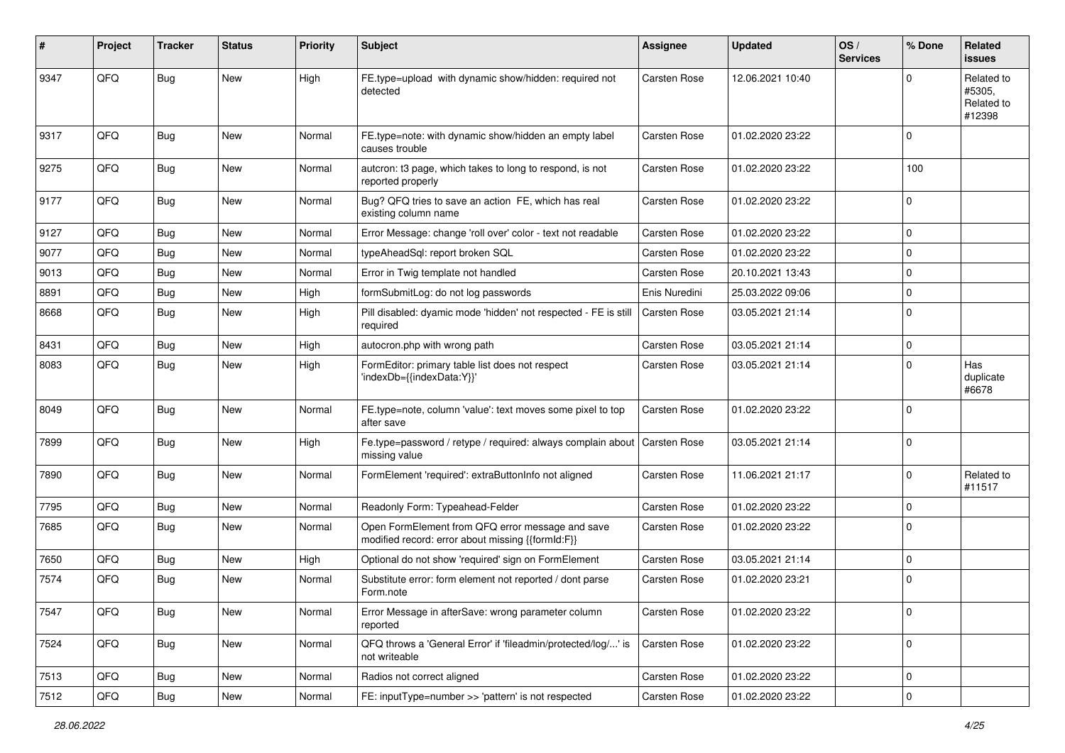| # | Project | Tracker | Status | Priority | Subject | Assignee | Updated | OS / Services | % Done | Related issues |
|---|---|---|---|---|---|---|---|---|---|---|
| 9347 | QFQ | Bug | New | High | FE.type=upload with dynamic show/hidden: required not detected | Carsten Rose | 12.06.2021 10:40 | | 0 | Related to #5305, Related to #12398 |
| 9317 | QFQ | Bug | New | Normal | FE.type=note: with dynamic show/hidden an empty label causes trouble | Carsten Rose | 01.02.2020 23:22 | | 0 | |
| 9275 | QFQ | Bug | New | Normal | autcron: t3 page, which takes to long to respond, is not reported properly | Carsten Rose | 01.02.2020 23:22 | | 100 | |
| 9177 | QFQ | Bug | New | Normal | Bug? QFQ tries to save an action FE, which has real existing column name | Carsten Rose | 01.02.2020 23:22 | | 0 | |
| 9127 | QFQ | Bug | New | Normal | Error Message: change 'roll over' color - text not readable | Carsten Rose | 01.02.2020 23:22 | | 0 | |
| 9077 | QFQ | Bug | New | Normal | typeAheadSql: report broken SQL | Carsten Rose | 01.02.2020 23:22 | | 0 | |
| 9013 | QFQ | Bug | New | Normal | Error in Twig template not handled | Carsten Rose | 20.10.2021 13:43 | | 0 | |
| 8891 | QFQ | Bug | New | High | formSubmitLog: do not log passwords | Enis Nuredini | 25.03.2022 09:06 | | 0 | |
| 8668 | QFQ | Bug | New | High | Pill disabled: dyamic mode 'hidden' not respected - FE is still required | Carsten Rose | 03.05.2021 21:14 | | 0 | |
| 8431 | QFQ | Bug | New | High | autocron.php with wrong path | Carsten Rose | 03.05.2021 21:14 | | 0 | |
| 8083 | QFQ | Bug | New | High | FormEditor: primary table list does not respect 'indexDb={{indexData:Y}}' | Carsten Rose | 03.05.2021 21:14 | | 0 | Has duplicate #6678 |
| 8049 | QFQ | Bug | New | Normal | FE.type=note, column 'value': text moves some pixel to top after save | Carsten Rose | 01.02.2020 23:22 | | 0 | |
| 7899 | QFQ | Bug | New | High | Fe.type=password / retype / required: always complain about missing value | Carsten Rose | 03.05.2021 21:14 | | 0 | |
| 7890 | QFQ | Bug | New | Normal | FormElement 'required': extraButtonInfo not aligned | Carsten Rose | 11.06.2021 21:17 | | 0 | Related to #11517 |
| 7795 | QFQ | Bug | New | Normal | Readonly Form: Typeahead-Felder | Carsten Rose | 01.02.2020 23:22 | | 0 | |
| 7685 | QFQ | Bug | New | Normal | Open FormElement from QFQ error message and save modified record: error about missing {{formId:F}} | Carsten Rose | 01.02.2020 23:22 | | 0 | |
| 7650 | QFQ | Bug | New | High | Optional do not show 'required' sign on FormElement | Carsten Rose | 03.05.2021 21:14 | | 0 | |
| 7574 | QFQ | Bug | New | Normal | Substitute error: form element not reported / dont parse Form.note | Carsten Rose | 01.02.2020 23:21 | | 0 | |
| 7547 | QFQ | Bug | New | Normal | Error Message in afterSave: wrong parameter column reported | Carsten Rose | 01.02.2020 23:22 | | 0 | |
| 7524 | QFQ | Bug | New | Normal | QFQ throws a 'General Error' if 'fileadmin/protected/log/...' is not writeable | Carsten Rose | 01.02.2020 23:22 | | 0 | |
| 7513 | QFQ | Bug | New | Normal | Radios not correct aligned | Carsten Rose | 01.02.2020 23:22 | | 0 | |
| 7512 | QFQ | Bug | New | Normal | FE: inputType=number >> 'pattern' is not respected | Carsten Rose | 01.02.2020 23:22 | | 0 | |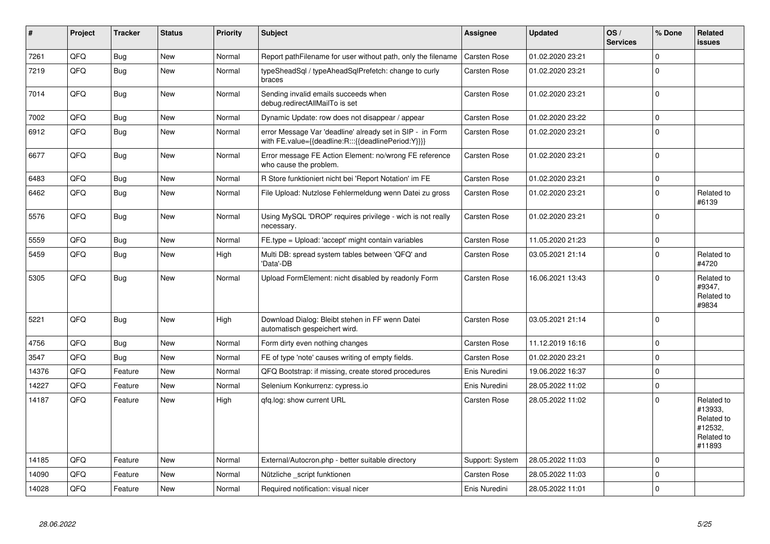| # | Project | Tracker | Status | Priority | Subject | Assignee | Updated | OS / Services | % Done | Related issues |
|---|---|---|---|---|---|---|---|---|---|---|
| 7261 | QFQ | Bug | New | Normal | Report pathFilename for user without path, only the filename | Carsten Rose | 01.02.2020 23:21 | | 0 | |
| 7219 | QFQ | Bug | New | Normal | typeSheadSql / typeAheadSqlPrefetch: change to curly braces | Carsten Rose | 01.02.2020 23:21 | | 0 | |
| 7014 | QFQ | Bug | New | Normal | Sending invalid emails succeeds when debug.redirectAllMailTo is set | Carsten Rose | 01.02.2020 23:21 | | 0 | |
| 7002 | QFQ | Bug | New | Normal | Dynamic Update: row does not disappear / appear | Carsten Rose | 01.02.2020 23:22 | | 0 | |
| 6912 | QFQ | Bug | New | Normal | error Message Var 'deadline' already set in SIP - in Form with FE.value={{deadline:R:::{{deadlinePeriod:Y}}}} | Carsten Rose | 01.02.2020 23:21 | | 0 | |
| 6677 | QFQ | Bug | New | Normal | Error message FE Action Element: no/wrong FE reference who cause the problem. | Carsten Rose | 01.02.2020 23:21 | | 0 | |
| 6483 | QFQ | Bug | New | Normal | R Store funktioniert nicht bei 'Report Notation' im FE | Carsten Rose | 01.02.2020 23:21 | | 0 | |
| 6462 | QFQ | Bug | New | Normal | File Upload: Nutzlose Fehlermeldung wenn Datei zu gross | Carsten Rose | 01.02.2020 23:21 | | 0 | Related to #6139 |
| 5576 | QFQ | Bug | New | Normal | Using MySQL 'DROP' requires privilege - wich is not really necessary. | Carsten Rose | 01.02.2020 23:21 | | 0 | |
| 5559 | QFQ | Bug | New | Normal | FE.type = Upload: 'accept' might contain variables | Carsten Rose | 11.05.2020 21:23 | | 0 | |
| 5459 | QFQ | Bug | New | High | Multi DB: spread system tables between 'QFQ' and 'Data'-DB | Carsten Rose | 03.05.2021 21:14 | | 0 | Related to #4720 |
| 5305 | QFQ | Bug | New | Normal | Upload FormElement: nicht disabled by readonly Form | Carsten Rose | 16.06.2021 13:43 | | 0 | Related to #9347, Related to #9834 |
| 5221 | QFQ | Bug | New | High | Download Dialog: Bleibt stehen in FF wenn Datei automatisch gespeichert wird. | Carsten Rose | 03.05.2021 21:14 | | 0 | |
| 4756 | QFQ | Bug | New | Normal | Form dirty even nothing changes | Carsten Rose | 11.12.2019 16:16 | | 0 | |
| 3547 | QFQ | Bug | New | Normal | FE of type 'note' causes writing of empty fields. | Carsten Rose | 01.02.2020 23:21 | | 0 | |
| 14376 | QFQ | Feature | New | Normal | QFQ Bootstrap: if missing, create stored procedures | Enis Nuredini | 19.06.2022 16:37 | | 0 | |
| 14227 | QFQ | Feature | New | Normal | Selenium Konkurrenz: cypress.io | Enis Nuredini | 28.05.2022 11:02 | | 0 | |
| 14187 | QFQ | Feature | New | High | qfq.log: show current URL | Carsten Rose | 28.05.2022 11:02 | | 0 | Related to #13933, Related to #12532, Related to #11893 |
| 14185 | QFQ | Feature | New | Normal | External/Autocron.php - better suitable directory | Support: System | 28.05.2022 11:03 | | 0 | |
| 14090 | QFQ | Feature | New | Normal | Nützliche _script funktionen | Carsten Rose | 28.05.2022 11:03 | | 0 | |
| 14028 | QFQ | Feature | New | Normal | Required notification: visual nicer | Enis Nuredini | 28.05.2022 11:01 | | 0 | |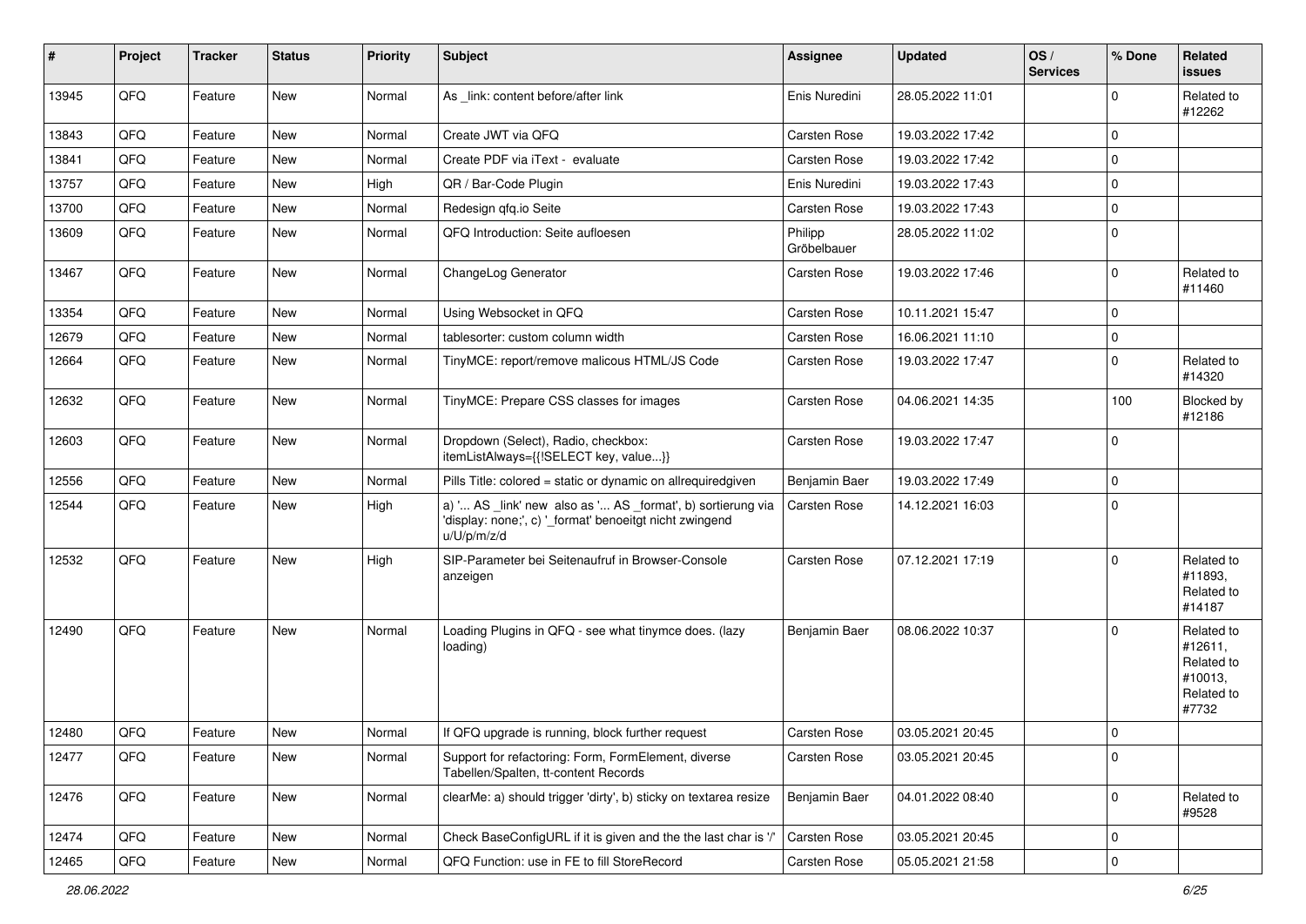| # | Project | Tracker | Status | Priority | Subject | Assignee | Updated | OS / Services | % Done | Related issues |
|---|---|---|---|---|---|---|---|---|---|---|
| 13945 | QFQ | Feature | New | Normal | As _link: content before/after link | Enis Nuredini | 28.05.2022 11:01 | | 0 | Related to #12262 |
| 13843 | QFQ | Feature | New | Normal | Create JWT via QFQ | Carsten Rose | 19.03.2022 17:42 | | 0 | |
| 13841 | QFQ | Feature | New | Normal | Create PDF via iText - evaluate | Carsten Rose | 19.03.2022 17:42 | | 0 | |
| 13757 | QFQ | Feature | New | High | QR / Bar-Code Plugin | Enis Nuredini | 19.03.2022 17:43 | | 0 | |
| 13700 | QFQ | Feature | New | Normal | Redesign qfq.io Seite | Carsten Rose | 19.03.2022 17:43 | | 0 | |
| 13609 | QFQ | Feature | New | Normal | QFQ Introduction: Seite aufloesen | Philipp Gröbelbauer | 28.05.2022 11:02 | | 0 | |
| 13467 | QFQ | Feature | New | Normal | ChangeLog Generator | Carsten Rose | 19.03.2022 17:46 | | 0 | Related to #11460 |
| 13354 | QFQ | Feature | New | Normal | Using Websocket in QFQ | Carsten Rose | 10.11.2021 15:47 | | 0 | |
| 12679 | QFQ | Feature | New | Normal | tablesorter: custom column width | Carsten Rose | 16.06.2021 11:10 | | 0 | |
| 12664 | QFQ | Feature | New | Normal | TinyMCE: report/remove malicous HTML/JS Code | Carsten Rose | 19.03.2022 17:47 | | 0 | Related to #14320 |
| 12632 | QFQ | Feature | New | Normal | TinyMCE: Prepare CSS classes for images | Carsten Rose | 04.06.2021 14:35 | | 100 | Blocked by #12186 |
| 12603 | QFQ | Feature | New | Normal | Dropdown (Select), Radio, checkbox: itemListAlways={{!SELECT key, value...}} | Carsten Rose | 19.03.2022 17:47 | | 0 | |
| 12556 | QFQ | Feature | New | Normal | Pills Title: colored = static or dynamic on allrequiredgiven | Benjamin Baer | 19.03.2022 17:49 | | 0 | |
| 12544 | QFQ | Feature | New | High | a) '... AS _link' new also as '... AS _format', b) sortierung via 'display: none;', c) '_format' benoeitgt nicht zwingend u/U/p/m/z/d | Carsten Rose | 14.12.2021 16:03 | | 0 | |
| 12532 | QFQ | Feature | New | High | SIP-Parameter bei Seitenaufruf in Browser-Console anzeigen | Carsten Rose | 07.12.2021 17:19 | | 0 | Related to #11893, Related to #14187 |
| 12490 | QFQ | Feature | New | Normal | Loading Plugins in QFQ - see what tinymce does. (lazy loading) | Benjamin Baer | 08.06.2022 10:37 | | 0 | Related to #12611, Related to #10013, Related to #7732 |
| 12480 | QFQ | Feature | New | Normal | If QFQ upgrade is running, block further request | Carsten Rose | 03.05.2021 20:45 | | 0 | |
| 12477 | QFQ | Feature | New | Normal | Support for refactoring: Form, FormElement, diverse Tabellen/Spalten, tt-content Records | Carsten Rose | 03.05.2021 20:45 | | 0 | |
| 12476 | QFQ | Feature | New | Normal | clearMe: a) should trigger 'dirty', b) sticky on textarea resize | Benjamin Baer | 04.01.2022 08:40 | | 0 | Related to #9528 |
| 12474 | QFQ | Feature | New | Normal | Check BaseConfigURL if it is given and the the last char is '/' | Carsten Rose | 03.05.2021 20:45 | | 0 | |
| 12465 | QFQ | Feature | New | Normal | QFQ Function: use in FE to fill StoreRecord | Carsten Rose | 05.05.2021 21:58 | | 0 | |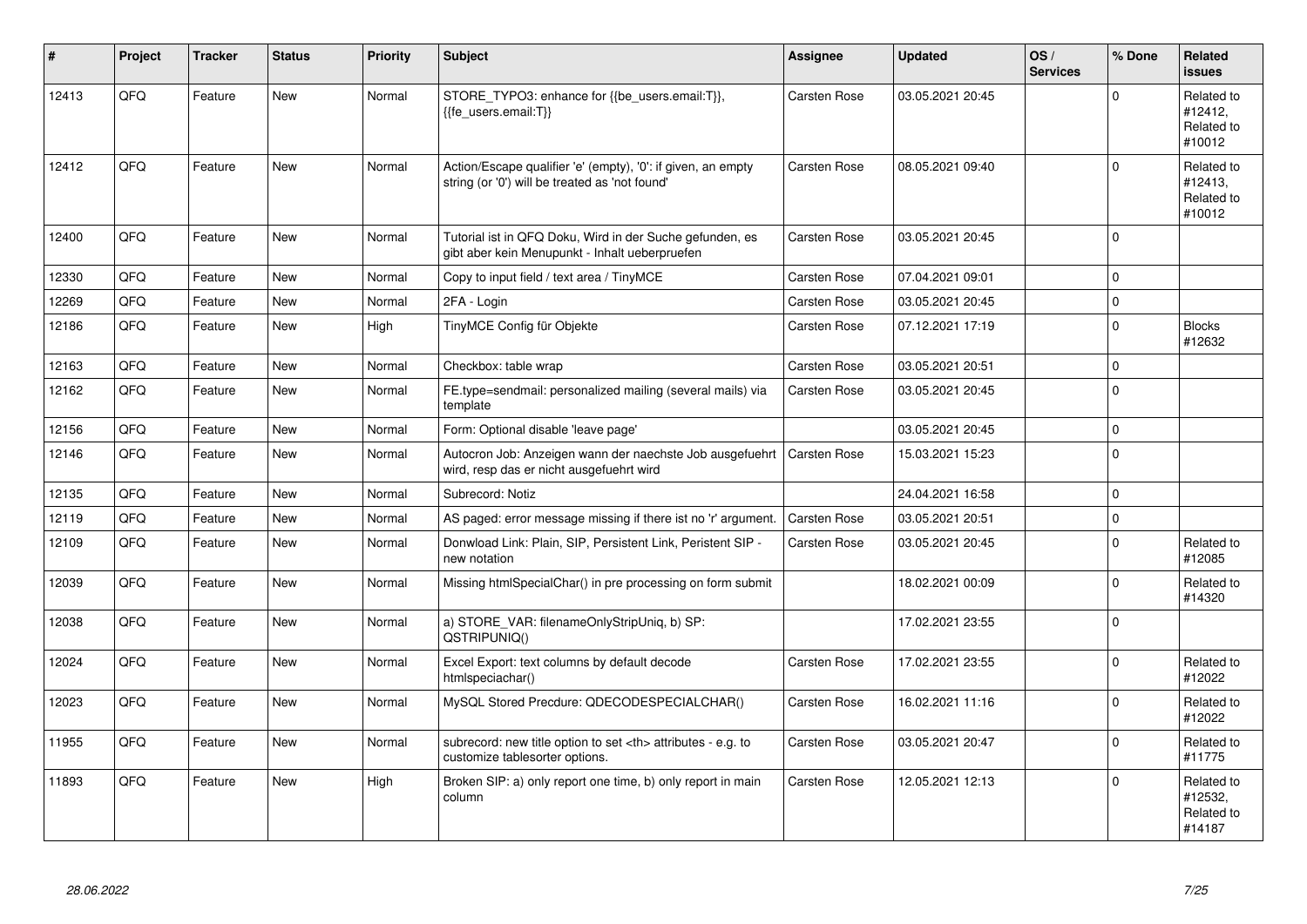| # | Project | Tracker | Status | Priority | Subject | Assignee | Updated | OS / Services | % Done | Related issues |
|---|---|---|---|---|---|---|---|---|---|---|
| 12413 | QFQ | Feature | New | Normal | STORE_TYPO3: enhance for {{be_users.email:T}}, {{fe_users.email:T}} | Carsten Rose | 03.05.2021 20:45 | | 0 | Related to #12412, Related to #10012 |
| 12412 | QFQ | Feature | New | Normal | Action/Escape qualifier 'e' (empty), '0': if given, an empty string (or '0') will be treated as 'not found' | Carsten Rose | 08.05.2021 09:40 | | 0 | Related to #12413, Related to #10012 |
| 12400 | QFQ | Feature | New | Normal | Tutorial ist in QFQ Doku, Wird in der Suche gefunden, es gibt aber kein Menupunkt - Inhalt ueberpruefen | Carsten Rose | 03.05.2021 20:45 | | 0 | |
| 12330 | QFQ | Feature | New | Normal | Copy to input field / text area / TinyMCE | Carsten Rose | 07.04.2021 09:01 | | 0 | |
| 12269 | QFQ | Feature | New | Normal | 2FA - Login | Carsten Rose | 03.05.2021 20:45 | | 0 | |
| 12186 | QFQ | Feature | New | High | TinyMCE Config für Objekte | Carsten Rose | 07.12.2021 17:19 | | 0 | Blocks #12632 |
| 12163 | QFQ | Feature | New | Normal | Checkbox: table wrap | Carsten Rose | 03.05.2021 20:51 | | 0 | |
| 12162 | QFQ | Feature | New | Normal | FE.type=sendmail: personalized mailing (several mails) via template | Carsten Rose | 03.05.2021 20:45 | | 0 | |
| 12156 | QFQ | Feature | New | Normal | Form: Optional disable 'leave page' | | 03.05.2021 20:45 | | 0 | |
| 12146 | QFQ | Feature | New | Normal | Autocron Job: Anzeigen wann der naechste Job ausgefuehrt wird, resp das er nicht ausgefuehrt wird | Carsten Rose | 15.03.2021 15:23 | | 0 | |
| 12135 | QFQ | Feature | New | Normal | Subrecord: Notiz | | 24.04.2021 16:58 | | 0 | |
| 12119 | QFQ | Feature | New | Normal | AS paged: error message missing if there ist no 'r' argument. | Carsten Rose | 03.05.2021 20:51 | | 0 | |
| 12109 | QFQ | Feature | New | Normal | Donwload Link: Plain, SIP, Persistent Link, Peristent SIP - new notation | Carsten Rose | 03.05.2021 20:45 | | 0 | Related to #12085 |
| 12039 | QFQ | Feature | New | Normal | Missing htmlSpecialChar() in pre processing on form submit | | 18.02.2021 00:09 | | 0 | Related to #14320 |
| 12038 | QFQ | Feature | New | Normal | a) STORE_VAR: filenameOnlyStripUniq, b) SP: QSTRIPUNIQ() | | 17.02.2021 23:55 | | 0 | |
| 12024 | QFQ | Feature | New | Normal | Excel Export: text columns by default decode htmlspeciachar() | Carsten Rose | 17.02.2021 23:55 | | 0 | Related to #12022 |
| 12023 | QFQ | Feature | New | Normal | MySQL Stored Precdure: QDECODESPECIALCHAR() | Carsten Rose | 16.02.2021 11:16 | | 0 | Related to #12022 |
| 11955 | QFQ | Feature | New | Normal | subrecord: new title option to set <th> attributes - e.g. to customize tablesorter options. | Carsten Rose | 03.05.2021 20:47 | | 0 | Related to #11775 |
| 11893 | QFQ | Feature | New | High | Broken SIP: a) only report one time, b) only report in main column | Carsten Rose | 12.05.2021 12:13 | | 0 | Related to #12532, Related to #14187 |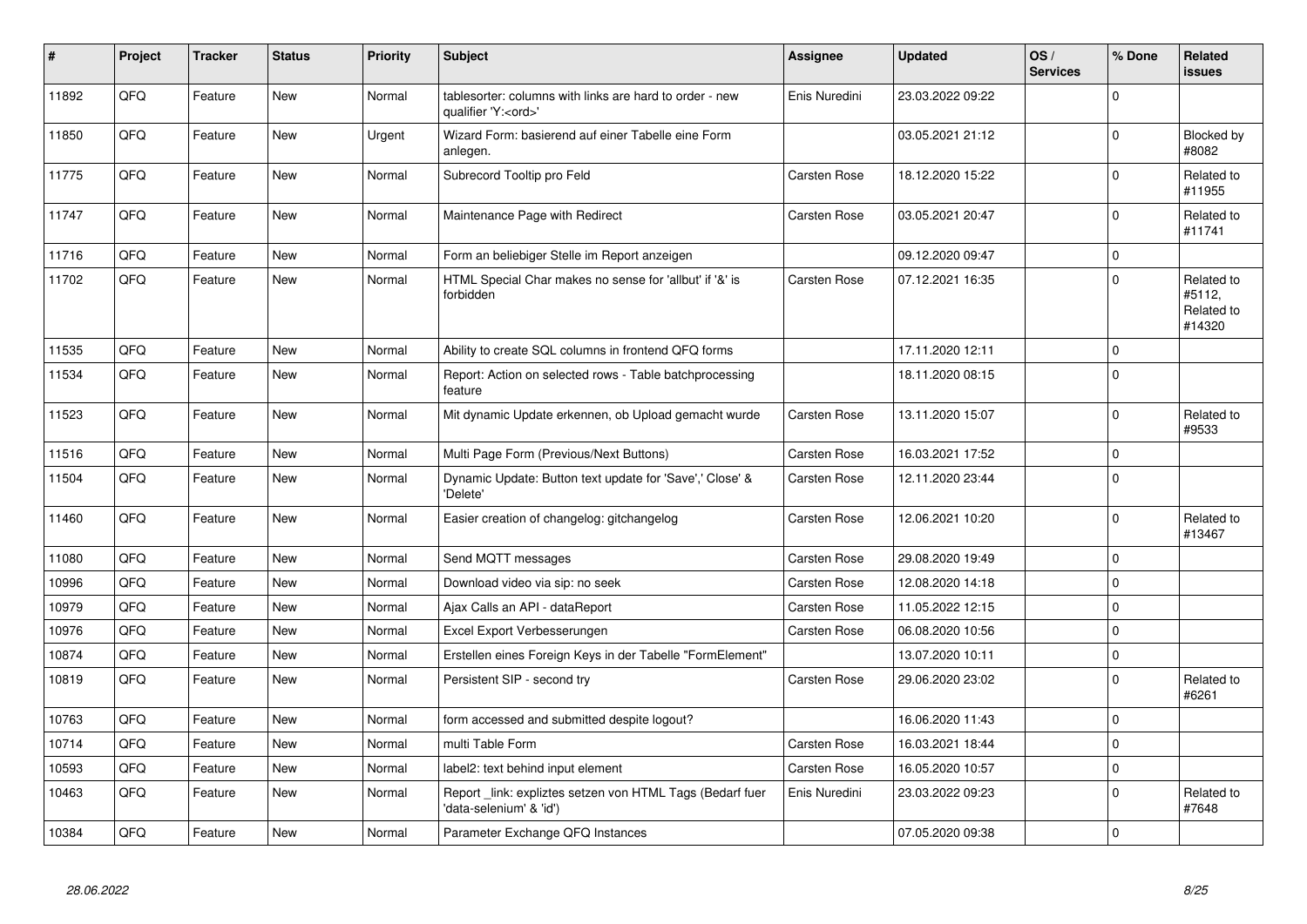| # | Project | Tracker | Status | Priority | Subject | Assignee | Updated | OS / Services | % Done | Related issues |
|---|---|---|---|---|---|---|---|---|---|---|
| 11892 | QFQ | Feature | New | Normal | tablesorter: columns with links are hard to order - new qualifier 'Y:<ord>' | Enis Nuredini | 23.03.2022 09:22 | | 0 | |
| 11850 | QFQ | Feature | New | Urgent | Wizard Form: basierend auf einer Tabelle eine Form anlegen. | | 03.05.2021 21:12 | | 0 | Blocked by #8082 |
| 11775 | QFQ | Feature | New | Normal | Subrecord Tooltip pro Feld | Carsten Rose | 18.12.2020 15:22 | | 0 | Related to #11955 |
| 11747 | QFQ | Feature | New | Normal | Maintenance Page with Redirect | Carsten Rose | 03.05.2021 20:47 | | 0 | Related to #11741 |
| 11716 | QFQ | Feature | New | Normal | Form an beliebiger Stelle im Report anzeigen | | 09.12.2020 09:47 | | 0 | |
| 11702 | QFQ | Feature | New | Normal | HTML Special Char makes no sense for 'allbut' if '&' is forbidden | Carsten Rose | 07.12.2021 16:35 | | 0 | Related to #5112, Related to #14320 |
| 11535 | QFQ | Feature | New | Normal | Ability to create SQL columns in frontend QFQ forms | | 17.11.2020 12:11 | | 0 | |
| 11534 | QFQ | Feature | New | Normal | Report: Action on selected rows - Table batchprocessing feature | | 18.11.2020 08:15 | | 0 | |
| 11523 | QFQ | Feature | New | Normal | Mit dynamic Update erkennen, ob Upload gemacht wurde | Carsten Rose | 13.11.2020 15:07 | | 0 | Related to #9533 |
| 11516 | QFQ | Feature | New | Normal | Multi Page Form (Previous/Next Buttons) | Carsten Rose | 16.03.2021 17:52 | | 0 | |
| 11504 | QFQ | Feature | New | Normal | Dynamic Update: Button text update for 'Save',' Close' & 'Delete' | Carsten Rose | 12.11.2020 23:44 | | 0 | |
| 11460 | QFQ | Feature | New | Normal | Easier creation of changelog: gitchangelog | Carsten Rose | 12.06.2021 10:20 | | 0 | Related to #13467 |
| 11080 | QFQ | Feature | New | Normal | Send MQTT messages | Carsten Rose | 29.08.2020 19:49 | | 0 | |
| 10996 | QFQ | Feature | New | Normal | Download video via sip: no seek | Carsten Rose | 12.08.2020 14:18 | | 0 | |
| 10979 | QFQ | Feature | New | Normal | Ajax Calls an API - dataReport | Carsten Rose | 11.05.2022 12:15 | | 0 | |
| 10976 | QFQ | Feature | New | Normal | Excel Export Verbesserungen | Carsten Rose | 06.08.2020 10:56 | | 0 | |
| 10874 | QFQ | Feature | New | Normal | Erstellen eines Foreign Keys in der Tabelle "FormElement" | | 13.07.2020 10:11 | | 0 | |
| 10819 | QFQ | Feature | New | Normal | Persistent SIP - second try | Carsten Rose | 29.06.2020 23:02 | | 0 | Related to #6261 |
| 10763 | QFQ | Feature | New | Normal | form accessed and submitted despite logout? | | 16.06.2020 11:43 | | 0 | |
| 10714 | QFQ | Feature | New | Normal | multi Table Form | Carsten Rose | 16.03.2021 18:44 | | 0 | |
| 10593 | QFQ | Feature | New | Normal | label2: text behind input element | Carsten Rose | 16.05.2020 10:57 | | 0 | |
| 10463 | QFQ | Feature | New | Normal | Report _link: expliztes setzen von HTML Tags (Bedarf fuer 'data-selenium' & 'id') | Enis Nuredini | 23.03.2022 09:23 | | 0 | Related to #7648 |
| 10384 | QFQ | Feature | New | Normal | Parameter Exchange QFQ Instances | | 07.05.2020 09:38 | | 0 | |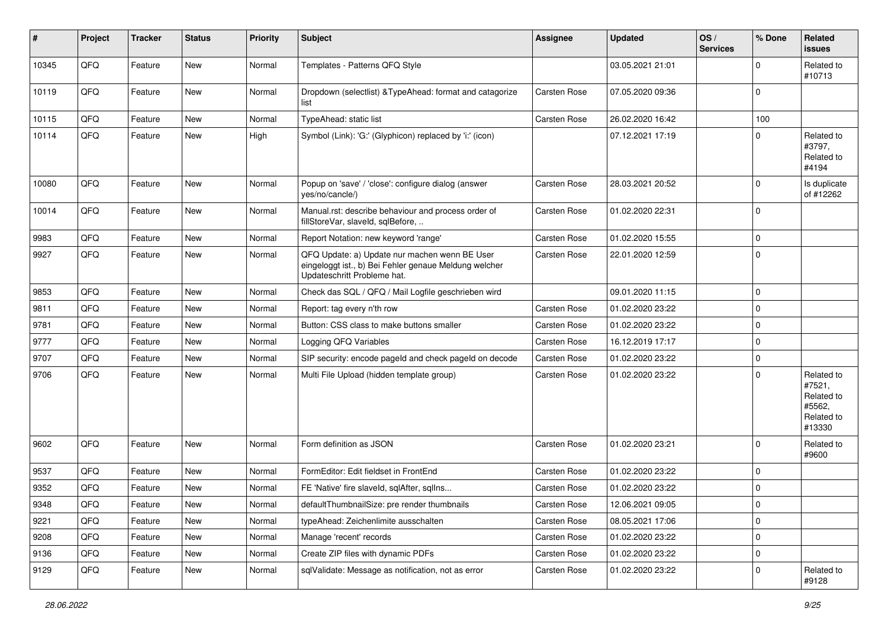| # | Project | Tracker | Status | Priority | Subject | Assignee | Updated | OS / Services | % Done | Related issues |
|---|---|---|---|---|---|---|---|---|---|---|
| 10345 | QFQ | Feature | New | Normal | Templates - Patterns QFQ Style | | 03.05.2021 21:01 | | 0 | Related to #10713 |
| 10119 | QFQ | Feature | New | Normal | Dropdown (selectlist) &TypeAhead: format and catagorize list | Carsten Rose | 07.05.2020 09:36 | | 0 | |
| 10115 | QFQ | Feature | New | Normal | TypeAhead: static list | Carsten Rose | 26.02.2020 16:42 | | 100 | |
| 10114 | QFQ | Feature | New | High | Symbol (Link): 'G:' (Glyphicon) replaced by 'i:' (icon) | | 07.12.2021 17:19 | | 0 | Related to #3797, Related to #4194 |
| 10080 | QFQ | Feature | New | Normal | Popup on 'save' / 'close': configure dialog (answer yes/no/cancle/) | Carsten Rose | 28.03.2021 20:52 | | 0 | Is duplicate of #12262 |
| 10014 | QFQ | Feature | New | Normal | Manual.rst: describe behaviour and process order of fillStoreVar, slaveId, sqlBefore, .. | Carsten Rose | 01.02.2020 22:31 | | 0 | |
| 9983 | QFQ | Feature | New | Normal | Report Notation: new keyword 'range' | Carsten Rose | 01.02.2020 15:55 | | 0 | |
| 9927 | QFQ | Feature | New | Normal | QFQ Update: a) Update nur machen wenn BE User eingeloggt ist., b) Bei Fehler genaue Meldung welcher Updateschritt Probleme hat. | Carsten Rose | 22.01.2020 12:59 | | 0 | |
| 9853 | QFQ | Feature | New | Normal | Check das SQL / QFQ / Mail Logfile geschrieben wird | | 09.01.2020 11:15 | | 0 | |
| 9811 | QFQ | Feature | New | Normal | Report: tag every n'th row | Carsten Rose | 01.02.2020 23:22 | | 0 | |
| 9781 | QFQ | Feature | New | Normal | Button: CSS class to make buttons smaller | Carsten Rose | 01.02.2020 23:22 | | 0 | |
| 9777 | QFQ | Feature | New | Normal | Logging QFQ Variables | Carsten Rose | 16.12.2019 17:17 | | 0 | |
| 9707 | QFQ | Feature | New | Normal | SIP security: encode pageId and check pageId on decode | Carsten Rose | 01.02.2020 23:22 | | 0 | |
| 9706 | QFQ | Feature | New | Normal | Multi File Upload (hidden template group) | Carsten Rose | 01.02.2020 23:22 | | 0 | Related to #7521, Related to #5562, Related to #13330 |
| 9602 | QFQ | Feature | New | Normal | Form definition as JSON | Carsten Rose | 01.02.2020 23:21 | | 0 | Related to #9600 |
| 9537 | QFQ | Feature | New | Normal | FormEditor: Edit fieldset in FrontEnd | Carsten Rose | 01.02.2020 23:22 | | 0 | |
| 9352 | QFQ | Feature | New | Normal | FE 'Native' fire slaveId, sqlAfter, sqlIns... | Carsten Rose | 01.02.2020 23:22 | | 0 | |
| 9348 | QFQ | Feature | New | Normal | defaultThumbnailSize: pre render thumbnails | Carsten Rose | 12.06.2021 09:05 | | 0 | |
| 9221 | QFQ | Feature | New | Normal | typeAhead: Zeichenlimite ausschalten | Carsten Rose | 08.05.2021 17:06 | | 0 | |
| 9208 | QFQ | Feature | New | Normal | Manage 'recent' records | Carsten Rose | 01.02.2020 23:22 | | 0 | |
| 9136 | QFQ | Feature | New | Normal | Create ZIP files with dynamic PDFs | Carsten Rose | 01.02.2020 23:22 | | 0 | |
| 9129 | QFQ | Feature | New | Normal | sqlValidate: Message as notification, not as error | Carsten Rose | 01.02.2020 23:22 | | 0 | Related to #9128 |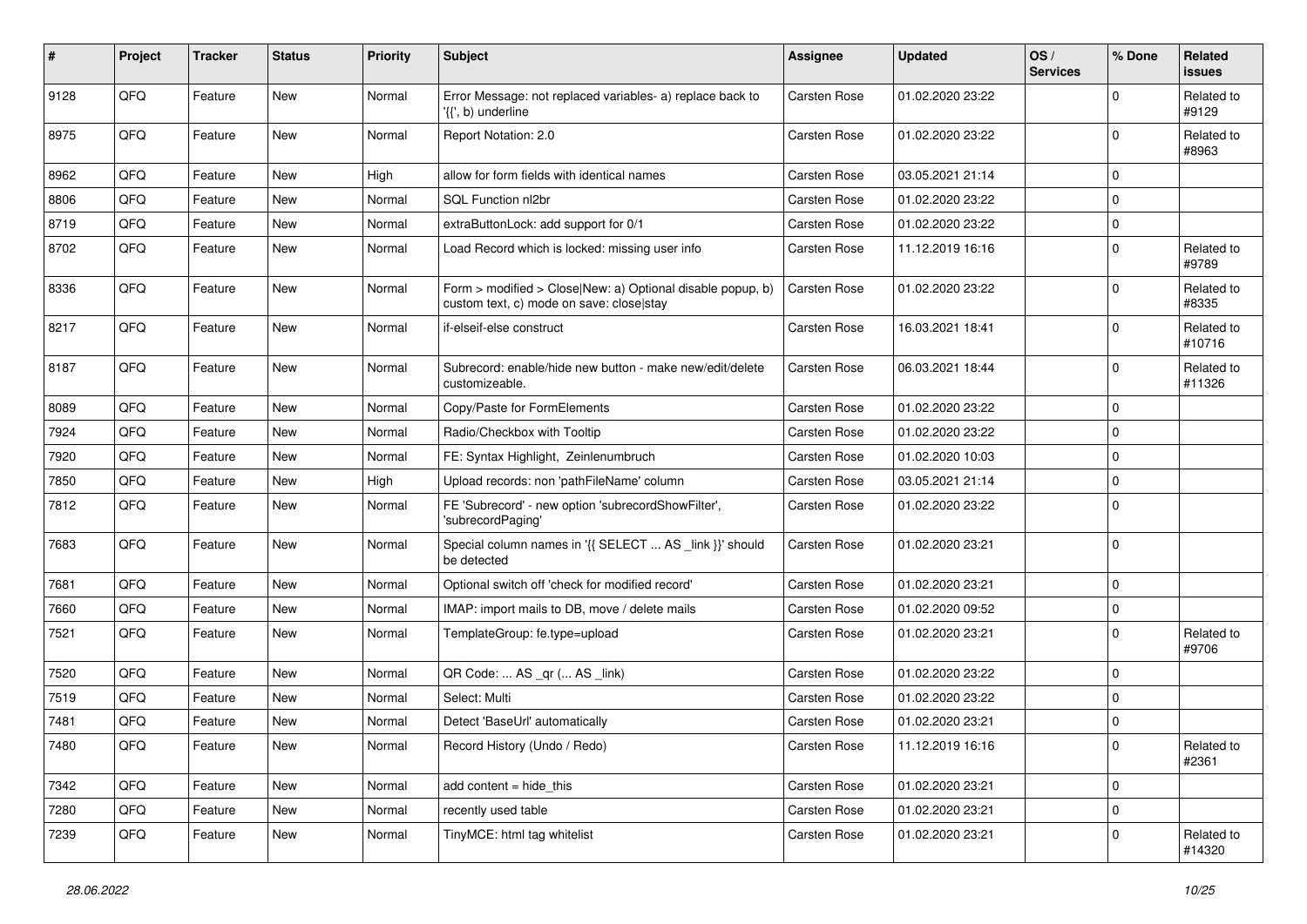| # | Project | Tracker | Status | Priority | Subject | Assignee | Updated | OS / Services | % Done | Related issues |
|---|---|---|---|---|---|---|---|---|---|---|
| 9128 | QFQ | Feature | New | Normal | Error Message: not replaced variables- a) replace back to '{{', b) underline | Carsten Rose | 01.02.2020 23:22 | | 0 | Related to #9129 |
| 8975 | QFQ | Feature | New | Normal | Report Notation: 2.0 | Carsten Rose | 01.02.2020 23:22 | | 0 | Related to #8963 |
| 8962 | QFQ | Feature | New | High | allow for form fields with identical names | Carsten Rose | 03.05.2021 21:14 | | 0 | |
| 8806 | QFQ | Feature | New | Normal | SQL Function nl2br | Carsten Rose | 01.02.2020 23:22 | | 0 | |
| 8719 | QFQ | Feature | New | Normal | extraButtonLock: add support for 0/1 | Carsten Rose | 01.02.2020 23:22 | | 0 | |
| 8702 | QFQ | Feature | New | Normal | Load Record which is locked: missing user info | Carsten Rose | 11.12.2019 16:16 | | 0 | Related to #9789 |
| 8336 | QFQ | Feature | New | Normal | Form > modified > Close\|New: a) Optional disable popup, b) custom text, c) mode on save: close\|stay | Carsten Rose | 01.02.2020 23:22 | | 0 | Related to #8335 |
| 8217 | QFQ | Feature | New | Normal | if-elseif-else construct | Carsten Rose | 16.03.2021 18:41 | | 0 | Related to #10716 |
| 8187 | QFQ | Feature | New | Normal | Subrecord: enable/hide new button - make new/edit/delete customizeable. | Carsten Rose | 06.03.2021 18:44 | | 0 | Related to #11326 |
| 8089 | QFQ | Feature | New | Normal | Copy/Paste for FormElements | Carsten Rose | 01.02.2020 23:22 | | 0 | |
| 7924 | QFQ | Feature | New | Normal | Radio/Checkbox with Tooltip | Carsten Rose | 01.02.2020 23:22 | | 0 | |
| 7920 | QFQ | Feature | New | Normal | FE: Syntax Highlight, Zeinlenumbruch | Carsten Rose | 01.02.2020 10:03 | | 0 | |
| 7850 | QFQ | Feature | New | High | Upload records: non 'pathFileName' column | Carsten Rose | 03.05.2021 21:14 | | 0 | |
| 7812 | QFQ | Feature | New | Normal | FE 'Subrecord' - new option 'subrecordShowFilter', 'subrecordPaging' | Carsten Rose | 01.02.2020 23:22 | | 0 | |
| 7683 | QFQ | Feature | New | Normal | Special column names in '{{ SELECT ... AS _link }}' should be detected | Carsten Rose | 01.02.2020 23:21 | | 0 | |
| 7681 | QFQ | Feature | New | Normal | Optional switch off 'check for modified record' | Carsten Rose | 01.02.2020 23:21 | | 0 | |
| 7660 | QFQ | Feature | New | Normal | IMAP: import mails to DB, move / delete mails | Carsten Rose | 01.02.2020 09:52 | | 0 | |
| 7521 | QFQ | Feature | New | Normal | TemplateGroup: fe.type=upload | Carsten Rose | 01.02.2020 23:21 | | 0 | Related to #9706 |
| 7520 | QFQ | Feature | New | Normal | QR Code: ... AS _qr (... AS _link) | Carsten Rose | 01.02.2020 23:22 | | 0 | |
| 7519 | QFQ | Feature | New | Normal | Select: Multi | Carsten Rose | 01.02.2020 23:22 | | 0 | |
| 7481 | QFQ | Feature | New | Normal | Detect 'BaseUrl' automatically | Carsten Rose | 01.02.2020 23:21 | | 0 | |
| 7480 | QFQ | Feature | New | Normal | Record History (Undo / Redo) | Carsten Rose | 11.12.2019 16:16 | | 0 | Related to #2361 |
| 7342 | QFQ | Feature | New | Normal | add content = hide_this | Carsten Rose | 01.02.2020 23:21 | | 0 | |
| 7280 | QFQ | Feature | New | Normal | recently used table | Carsten Rose | 01.02.2020 23:21 | | 0 | |
| 7239 | QFQ | Feature | New | Normal | TinyMCE: html tag whitelist | Carsten Rose | 01.02.2020 23:21 | | 0 | Related to #14320 |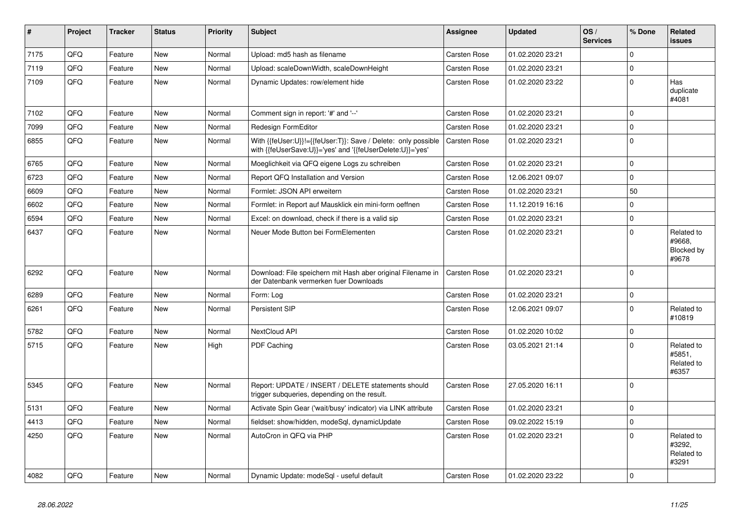| # | Project | Tracker | Status | Priority | Subject | Assignee | Updated | OS / Services | % Done | Related issues |
|---|---|---|---|---|---|---|---|---|---|---|
| 7175 | QFQ | Feature | New | Normal | Upload: md5 hash as filename | Carsten Rose | 01.02.2020 23:21 | | 0 | |
| 7119 | QFQ | Feature | New | Normal | Upload: scaleDownWidth, scaleDownHeight | Carsten Rose | 01.02.2020 23:21 | | 0 | |
| 7109 | QFQ | Feature | New | Normal | Dynamic Updates: row/element hide | Carsten Rose | 01.02.2020 23:22 | | 0 | Has duplicate #4081 |
| 7102 | QFQ | Feature | New | Normal | Comment sign in report: '#' and '--' | Carsten Rose | 01.02.2020 23:21 | | 0 | |
| 7099 | QFQ | Feature | New | Normal | Redesign FormEditor | Carsten Rose | 01.02.2020 23:21 | | 0 | |
| 6855 | QFQ | Feature | New | Normal | With {{feUser:U}}!={{feUser:T}}: Save / Delete: only possible with {{feUserSave:U}}='yes' and '{{feUserDelete:U}}='yes' | Carsten Rose | 01.02.2020 23:21 | | 0 | |
| 6765 | QFQ | Feature | New | Normal | Moeglichkeit via QFQ eigene Logs zu schreiben | Carsten Rose | 01.02.2020 23:21 | | 0 | |
| 6723 | QFQ | Feature | New | Normal | Report QFQ Installation and Version | Carsten Rose | 12.06.2021 09:07 | | 0 | |
| 6609 | QFQ | Feature | New | Normal | Formlet: JSON API erweitern | Carsten Rose | 01.02.2020 23:21 | | 50 | |
| 6602 | QFQ | Feature | New | Normal | Formlet: in Report auf Mausklick ein mini-form oeffnen | Carsten Rose | 11.12.2019 16:16 | | 0 | |
| 6594 | QFQ | Feature | New | Normal | Excel: on download, check if there is a valid sip | Carsten Rose | 01.02.2020 23:21 | | 0 | |
| 6437 | QFQ | Feature | New | Normal | Neuer Mode Button bei FormElementen | Carsten Rose | 01.02.2020 23:21 | | 0 | Related to #9668, Blocked by #9678 |
| 6292 | QFQ | Feature | New | Normal | Download: File speichern mit Hash aber original Filename in der Datenbank vermerken fuer Downloads | Carsten Rose | 01.02.2020 23:21 | | 0 | |
| 6289 | QFQ | Feature | New | Normal | Form: Log | Carsten Rose | 01.02.2020 23:21 | | 0 | |
| 6261 | QFQ | Feature | New | Normal | Persistent SIP | Carsten Rose | 12.06.2021 09:07 | | 0 | Related to #10819 |
| 5782 | QFQ | Feature | New | Normal | NextCloud API | Carsten Rose | 01.02.2020 10:02 | | 0 | |
| 5715 | QFQ | Feature | New | High | PDF Caching | Carsten Rose | 03.05.2021 21:14 | | 0 | Related to #5851, Related to #6357 |
| 5345 | QFQ | Feature | New | Normal | Report: UPDATE / INSERT / DELETE statements should trigger subqueries, depending on the result. | Carsten Rose | 27.05.2020 16:11 | | 0 | |
| 5131 | QFQ | Feature | New | Normal | Activate Spin Gear ('wait/busy' indicator) via LINK attribute | Carsten Rose | 01.02.2020 23:21 | | 0 | |
| 4413 | QFQ | Feature | New | Normal | fieldset: show/hidden, modeSql, dynamicUpdate | Carsten Rose | 09.02.2022 15:19 | | 0 | |
| 4250 | QFQ | Feature | New | Normal | AutoCron in QFQ via PHP | Carsten Rose | 01.02.2020 23:21 | | 0 | Related to #3292, Related to #3291 |
| 4082 | QFQ | Feature | New | Normal | Dynamic Update: modeSql - useful default | Carsten Rose | 01.02.2020 23:22 | | 0 | |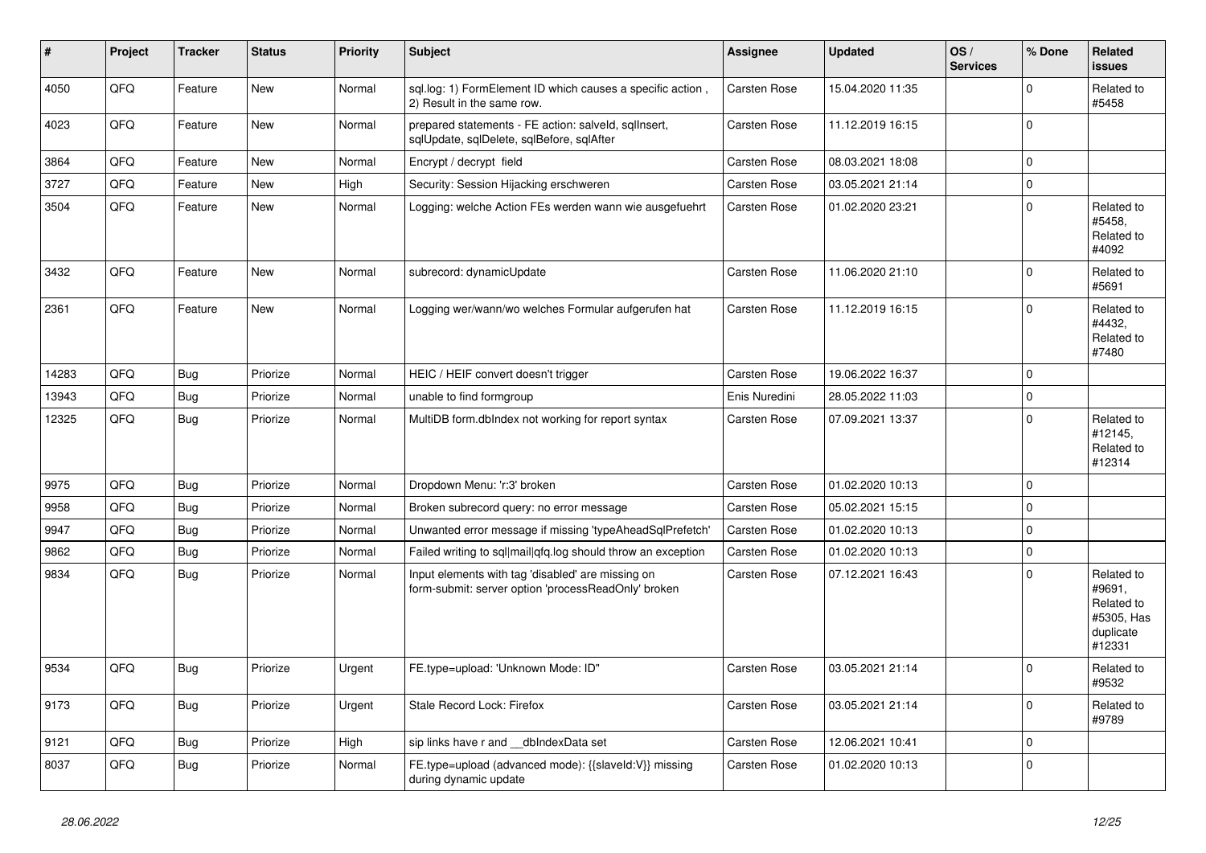| # | Project | Tracker | Status | Priority | Subject | Assignee | Updated | OS / Services | % Done | Related issues |
|---|---|---|---|---|---|---|---|---|---|---|
| 4050 | QFQ | Feature | New | Normal | sql.log: 1) FormElement ID which causes a specific action , 2) Result in the same row. | Carsten Rose | 15.04.2020 11:35 | | 0 | Related to #5458 |
| 4023 | QFQ | Feature | New | Normal | prepared statements - FE action: salveld, sqlInsert, sqlUpdate, sqlDelete, sqlBefore, sqlAfter | Carsten Rose | 11.12.2019 16:15 | | 0 | |
| 3864 | QFQ | Feature | New | Normal | Encrypt / decrypt field | Carsten Rose | 08.03.2021 18:08 | | 0 | |
| 3727 | QFQ | Feature | New | High | Security: Session Hijacking erschweren | Carsten Rose | 03.05.2021 21:14 | | 0 | |
| 3504 | QFQ | Feature | New | Normal | Logging: welche Action FEs werden wann wie ausgefuehrt | Carsten Rose | 01.02.2020 23:21 | | 0 | Related to #5458, Related to #4092 |
| 3432 | QFQ | Feature | New | Normal | subrecord: dynamicUpdate | Carsten Rose | 11.06.2020 21:10 | | 0 | Related to #5691 |
| 2361 | QFQ | Feature | New | Normal | Logging wer/wann/wo welches Formular aufgerufen hat | Carsten Rose | 11.12.2019 16:15 | | 0 | Related to #4432, Related to #7480 |
| 14283 | QFQ | Bug | Priorize | Normal | HEIC / HEIF convert doesn't trigger | Carsten Rose | 19.06.2022 16:37 | | 0 | |
| 13943 | QFQ | Bug | Priorize | Normal | unable to find formgroup | Enis Nuredini | 28.05.2022 11:03 | | 0 | |
| 12325 | QFQ | Bug | Priorize | Normal | MultiDB form.dbIndex not working for report syntax | Carsten Rose | 07.09.2021 13:37 | | 0 | Related to #12145, Related to #12314 |
| 9975 | QFQ | Bug | Priorize | Normal | Dropdown Menu: 'r:3' broken | Carsten Rose | 01.02.2020 10:13 | | 0 | |
| 9958 | QFQ | Bug | Priorize | Normal | Broken subrecord query: no error message | Carsten Rose | 05.02.2021 15:15 | | 0 | |
| 9947 | QFQ | Bug | Priorize | Normal | Unwanted error message if missing 'typeAheadSqlPrefetch' | Carsten Rose | 01.02.2020 10:13 | | 0 | |
| 9862 | QFQ | Bug | Priorize | Normal | Failed writing to sql\|mail\|qfq.log should throw an exception | Carsten Rose | 01.02.2020 10:13 | | 0 | |
| 9834 | QFQ | Bug | Priorize | Normal | Input elements with tag 'disabled' are missing on form-submit: server option 'processReadOnly' broken | Carsten Rose | 07.12.2021 16:43 | | 0 | Related to #9691, Related to #5305, Has duplicate #12331 |
| 9534 | QFQ | Bug | Priorize | Urgent | FE.type=upload: 'Unknown Mode: ID" | Carsten Rose | 03.05.2021 21:14 | | 0 | Related to #9532 |
| 9173 | QFQ | Bug | Priorize | Urgent | Stale Record Lock: Firefox | Carsten Rose | 03.05.2021 21:14 | | 0 | Related to #9789 |
| 9121 | QFQ | Bug | Priorize | High | sip links have r and __dbIndexData set | Carsten Rose | 12.06.2021 10:41 | | 0 | |
| 8037 | QFQ | Bug | Priorize | Normal | FE.type=upload (advanced mode): {{slaveId:V}} missing during dynamic update | Carsten Rose | 01.02.2020 10:13 | | 0 | |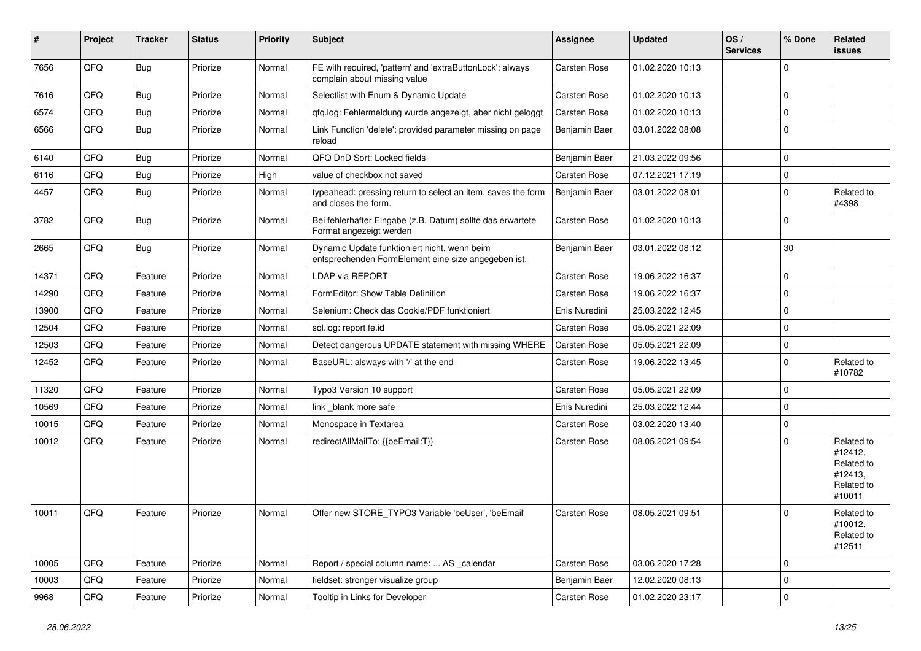| # | Project | Tracker | Status | Priority | Subject | Assignee | Updated | OS / Services | % Done | Related issues |
|---|---|---|---|---|---|---|---|---|---|---|
| 7656 | QFQ | Bug | Priorize | Normal | FE with required, 'pattern' and 'extraButtonLock': always complain about missing value | Carsten Rose | 01.02.2020 10:13 | | 0 | |
| 7616 | QFQ | Bug | Priorize | Normal | Selectlist with Enum & Dynamic Update | Carsten Rose | 01.02.2020 10:13 | | 0 | |
| 6574 | QFQ | Bug | Priorize | Normal | qfq.log: Fehlermeldung wurde angezeigt, aber nicht geloggt | Carsten Rose | 01.02.2020 10:13 | | 0 | |
| 6566 | QFQ | Bug | Priorize | Normal | Link Function 'delete': provided parameter missing on page reload | Benjamin Baer | 03.01.2022 08:08 | | 0 | |
| 6140 | QFQ | Bug | Priorize | Normal | QFQ DnD Sort: Locked fields | Benjamin Baer | 21.03.2022 09:56 | | 0 | |
| 6116 | QFQ | Bug | Priorize | High | value of checkbox not saved | Carsten Rose | 07.12.2021 17:19 | | 0 | |
| 4457 | QFQ | Bug | Priorize | Normal | typeahead: pressing return to select an item, saves the form and closes the form. | Benjamin Baer | 03.01.2022 08:01 | | 0 | Related to #4398 |
| 3782 | QFQ | Bug | Priorize | Normal | Bei fehlerhafter Eingabe (z.B. Datum) sollte das erwartete Format angezeigt werden | Carsten Rose | 01.02.2020 10:13 | | 0 | |
| 2665 | QFQ | Bug | Priorize | Normal | Dynamic Update funktioniert nicht, wenn beim entsprechenden FormElement eine size angegeben ist. | Benjamin Baer | 03.01.2022 08:12 | | 30 | |
| 14371 | QFQ | Feature | Priorize | Normal | LDAP via REPORT | Carsten Rose | 19.06.2022 16:37 | | 0 | |
| 14290 | QFQ | Feature | Priorize | Normal | FormEditor: Show Table Definition | Carsten Rose | 19.06.2022 16:37 | | 0 | |
| 13900 | QFQ | Feature | Priorize | Normal | Selenium: Check das Cookie/PDF funktioniert | Enis Nuredini | 25.03.2022 12:45 | | 0 | |
| 12504 | QFQ | Feature | Priorize | Normal | sql.log: report fe.id | Carsten Rose | 05.05.2021 22:09 | | 0 | |
| 12503 | QFQ | Feature | Priorize | Normal | Detect dangerous UPDATE statement with missing WHERE | Carsten Rose | 05.05.2021 22:09 | | 0 | |
| 12452 | QFQ | Feature | Priorize | Normal | BaseURL: alsways with '/' at the end | Carsten Rose | 19.06.2022 13:45 | | 0 | Related to #10782 |
| 11320 | QFQ | Feature | Priorize | Normal | Typo3 Version 10 support | Carsten Rose | 05.05.2021 22:09 | | 0 | |
| 10569 | QFQ | Feature | Priorize | Normal | link _blank more safe | Enis Nuredini | 25.03.2022 12:44 | | 0 | |
| 10015 | QFQ | Feature | Priorize | Normal | Monospace in Textarea | Carsten Rose | 03.02.2020 13:40 | | 0 | |
| 10012 | QFQ | Feature | Priorize | Normal | redirectAllMailTo: {{beEmail:T}} | Carsten Rose | 08.05.2021 09:54 | | 0 | Related to #12412, Related to #12413, Related to #10011 |
| 10011 | QFQ | Feature | Priorize | Normal | Offer new STORE_TYPO3 Variable 'beUser', 'beEmail' | Carsten Rose | 08.05.2021 09:51 | | 0 | Related to #10012, Related to #12511 |
| 10005 | QFQ | Feature | Priorize | Normal | Report / special column name: ... AS _calendar | Carsten Rose | 03.06.2020 17:28 | | 0 | |
| 10003 | QFQ | Feature | Priorize | Normal | fieldset: stronger visualize group | Benjamin Baer | 12.02.2020 08:13 | | 0 | |
| 9968 | QFQ | Feature | Priorize | Normal | Tooltip in Links for Developer | Carsten Rose | 01.02.2020 23:17 | | 0 | |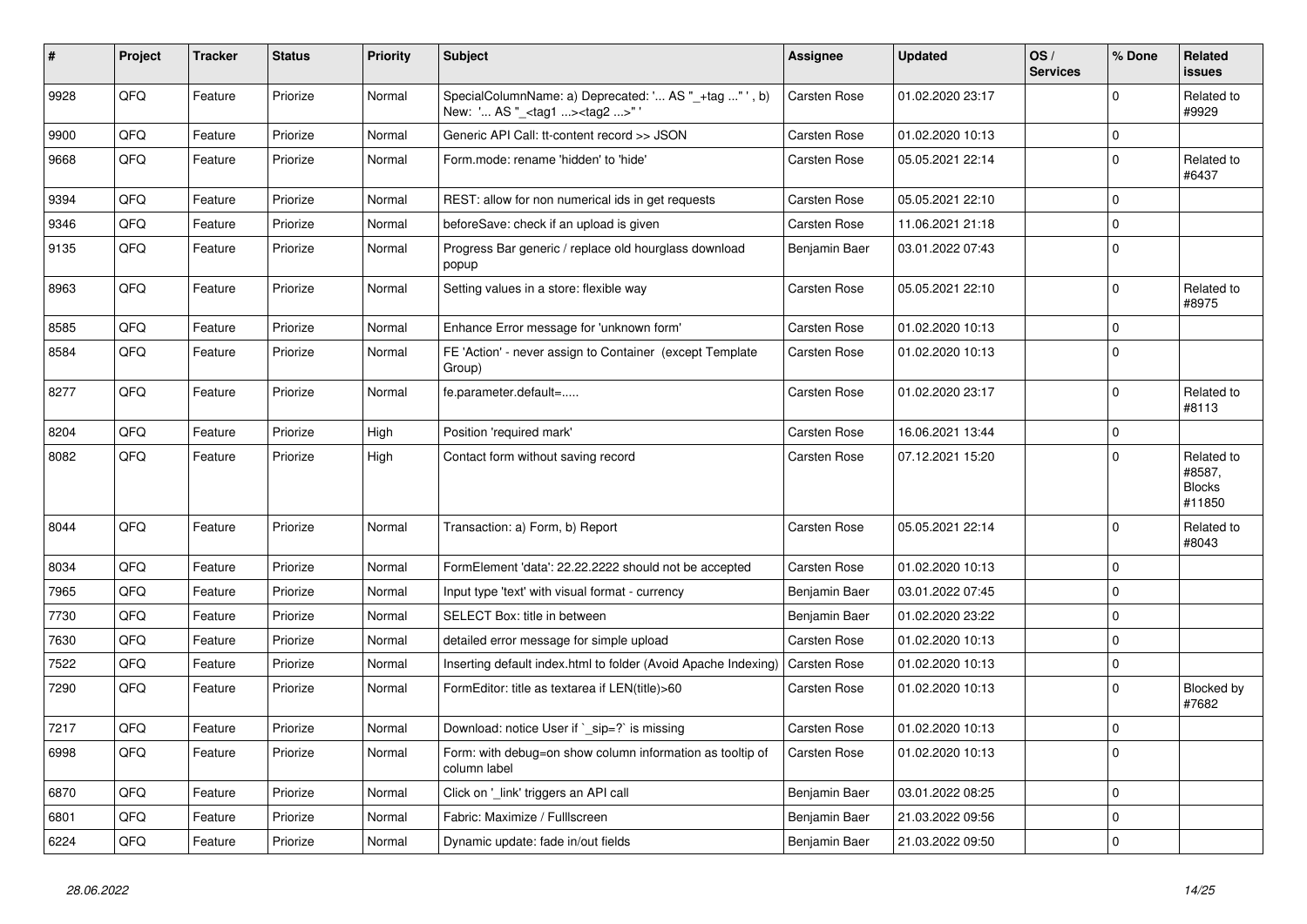| # | Project | Tracker | Status | Priority | Subject | Assignee | Updated | OS / Services | % Done | Related issues |
|---|---|---|---|---|---|---|---|---|---|---|
| 9928 | QFQ | Feature | Priorize | Normal | SpecialColumnName: a) Deprecated: '... AS "_+tag ..." ', b) New: '... AS "_<tag1 ...><tag2 ...>" ' | Carsten Rose | 01.02.2020 23:17 | | 0 | Related to #9929 |
| 9900 | QFQ | Feature | Priorize | Normal | Generic API Call: tt-content record >> JSON | Carsten Rose | 01.02.2020 10:13 | | 0 | |
| 9668 | QFQ | Feature | Priorize | Normal | Form.mode: rename 'hidden' to 'hide' | Carsten Rose | 05.05.2021 22:14 | | 0 | Related to #6437 |
| 9394 | QFQ | Feature | Priorize | Normal | REST: allow for non numerical ids in get requests | Carsten Rose | 05.05.2021 22:10 | | 0 | |
| 9346 | QFQ | Feature | Priorize | Normal | beforeSave: check if an upload is given | Carsten Rose | 11.06.2021 21:18 | | 0 | |
| 9135 | QFQ | Feature | Priorize | Normal | Progress Bar generic / replace old hourglass download popup | Benjamin Baer | 03.01.2022 07:43 | | 0 | |
| 8963 | QFQ | Feature | Priorize | Normal | Setting values in a store: flexible way | Carsten Rose | 05.05.2021 22:10 | | 0 | Related to #8975 |
| 8585 | QFQ | Feature | Priorize | Normal | Enhance Error message for 'unknown form' | Carsten Rose | 01.02.2020 10:13 | | 0 | |
| 8584 | QFQ | Feature | Priorize | Normal | FE 'Action' - never assign to Container (except Template Group) | Carsten Rose | 01.02.2020 10:13 | | 0 | |
| 8277 | QFQ | Feature | Priorize | Normal | fe.parameter.default=..... | Carsten Rose | 01.02.2020 23:17 | | 0 | Related to #8113 |
| 8204 | QFQ | Feature | Priorize | High | Position 'required mark' | Carsten Rose | 16.06.2021 13:44 | | 0 | |
| 8082 | QFQ | Feature | Priorize | High | Contact form without saving record | Carsten Rose | 07.12.2021 15:20 | | 0 | Related to #8587, Blocks #11850 |
| 8044 | QFQ | Feature | Priorize | Normal | Transaction: a) Form, b) Report | Carsten Rose | 05.05.2021 22:14 | | 0 | Related to #8043 |
| 8034 | QFQ | Feature | Priorize | Normal | FormElement 'data': 22.22.2222 should not be accepted | Carsten Rose | 01.02.2020 10:13 | | 0 | |
| 7965 | QFQ | Feature | Priorize | Normal | Input type 'text' with visual format - currency | Benjamin Baer | 03.01.2022 07:45 | | 0 | |
| 7730 | QFQ | Feature | Priorize | Normal | SELECT Box: title in between | Benjamin Baer | 01.02.2020 23:22 | | 0 | |
| 7630 | QFQ | Feature | Priorize | Normal | detailed error message for simple upload | Carsten Rose | 01.02.2020 10:13 | | 0 | |
| 7522 | QFQ | Feature | Priorize | Normal | Inserting default index.html to folder (Avoid Apache Indexing) | Carsten Rose | 01.02.2020 10:13 | | 0 | |
| 7290 | QFQ | Feature | Priorize | Normal | FormEditor: title as textarea if LEN(title)>60 | Carsten Rose | 01.02.2020 10:13 | | 0 | Blocked by #7682 |
| 7217 | QFQ | Feature | Priorize | Normal | Download: notice User if `_sip=?` is missing | Carsten Rose | 01.02.2020 10:13 | | 0 | |
| 6998 | QFQ | Feature | Priorize | Normal | Form: with debug=on show column information as tooltip of column label | Carsten Rose | 01.02.2020 10:13 | | 0 | |
| 6870 | QFQ | Feature | Priorize | Normal | Click on '_link' triggers an API call | Benjamin Baer | 03.01.2022 08:25 | | 0 | |
| 6801 | QFQ | Feature | Priorize | Normal | Fabric: Maximize / Fulllscreen | Benjamin Baer | 21.03.2022 09:56 | | 0 | |
| 6224 | QFQ | Feature | Priorize | Normal | Dynamic update: fade in/out fields | Benjamin Baer | 21.03.2022 09:50 | | 0 | |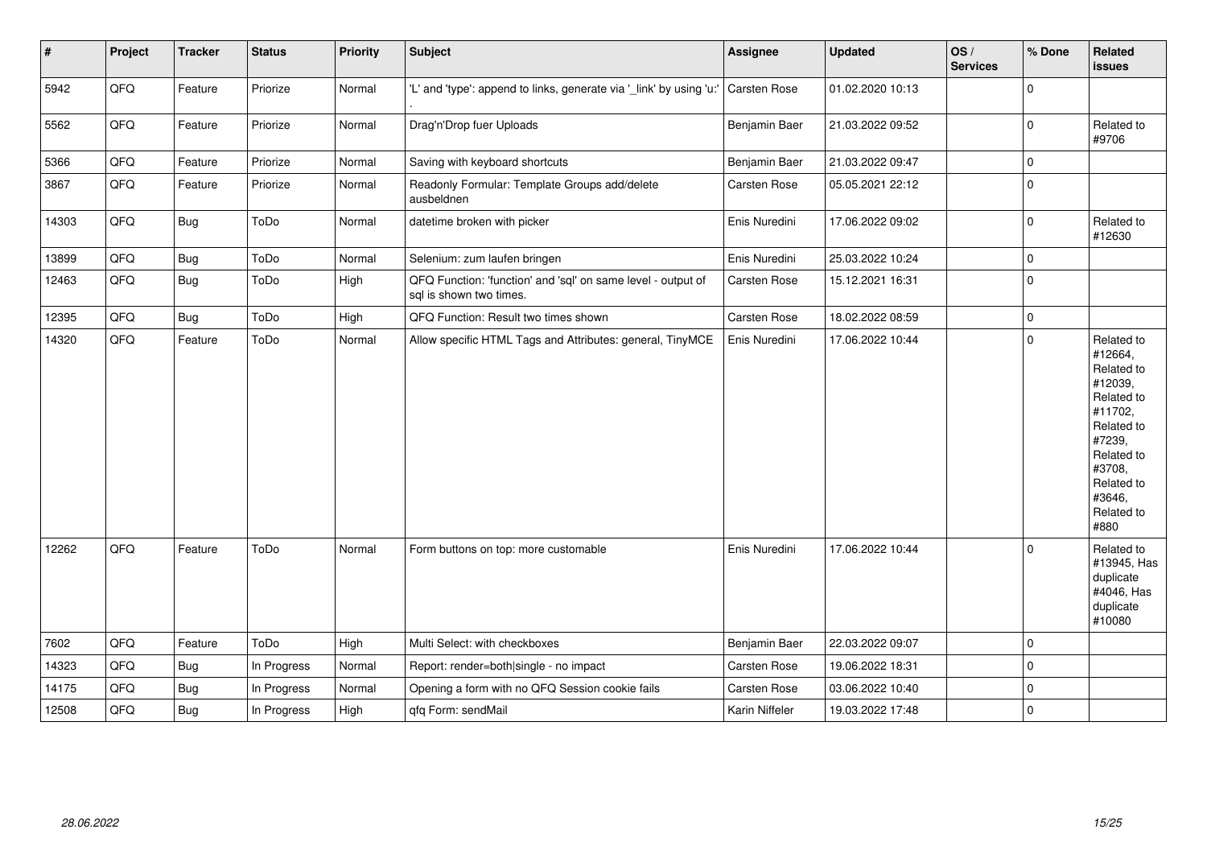| # | Project | Tracker | Status | Priority | Subject | Assignee | Updated | OS / Services | % Done | Related issues |
|---|---|---|---|---|---|---|---|---|---|---|
| 5942 | QFQ | Feature | Priorize | Normal | 'L' and 'type': append to links, generate via '_link' by using 'u:' . | Carsten Rose | 01.02.2020 10:13 | | 0 | |
| 5562 | QFQ | Feature | Priorize | Normal | Drag'n'Drop fuer Uploads | Benjamin Baer | 21.03.2022 09:52 | | 0 | Related to #9706 |
| 5366 | QFQ | Feature | Priorize | Normal | Saving with keyboard shortcuts | Benjamin Baer | 21.03.2022 09:47 | | 0 | |
| 3867 | QFQ | Feature | Priorize | Normal | Readonly Formular: Template Groups add/delete ausbeldnen | Carsten Rose | 05.05.2021 22:12 | | 0 | |
| 14303 | QFQ | Bug | ToDo | Normal | datetime broken with picker | Enis Nuredini | 17.06.2022 09:02 | | 0 | Related to #12630 |
| 13899 | QFQ | Bug | ToDo | Normal | Selenium: zum laufen bringen | Enis Nuredini | 25.03.2022 10:24 | | 0 | |
| 12463 | QFQ | Bug | ToDo | High | QFQ Function: 'function' and 'sql' on same level - output of sql is shown two times. | Carsten Rose | 15.12.2021 16:31 | | 0 | |
| 12395 | QFQ | Bug | ToDo | High | QFQ Function: Result two times shown | Carsten Rose | 18.02.2022 08:59 | | 0 | |
| 14320 | QFQ | Feature | ToDo | Normal | Allow specific HTML Tags and Attributes: general, TinyMCE | Enis Nuredini | 17.06.2022 10:44 | | 0 | Related to #12664, Related to #12039, Related to #11702, Related to #7239, Related to #3708, Related to #3646, Related to #880 |
| 12262 | QFQ | Feature | ToDo | Normal | Form buttons on top: more customable | Enis Nuredini | 17.06.2022 10:44 | | 0 | Related to #13945, Has duplicate #4046, Has duplicate #10080 |
| 7602 | QFQ | Feature | ToDo | High | Multi Select: with checkboxes | Benjamin Baer | 22.03.2022 09:07 | | 0 | |
| 14323 | QFQ | Bug | In Progress | Normal | Report: render=both|single - no impact | Carsten Rose | 19.06.2022 18:31 | | 0 | |
| 14175 | QFQ | Bug | In Progress | Normal | Opening a form with no QFQ Session cookie fails | Carsten Rose | 03.06.2022 10:40 | | 0 | |
| 12508 | QFQ | Bug | In Progress | High | qfq Form: sendMail | Karin Niffeler | 19.03.2022 17:48 | | 0 | |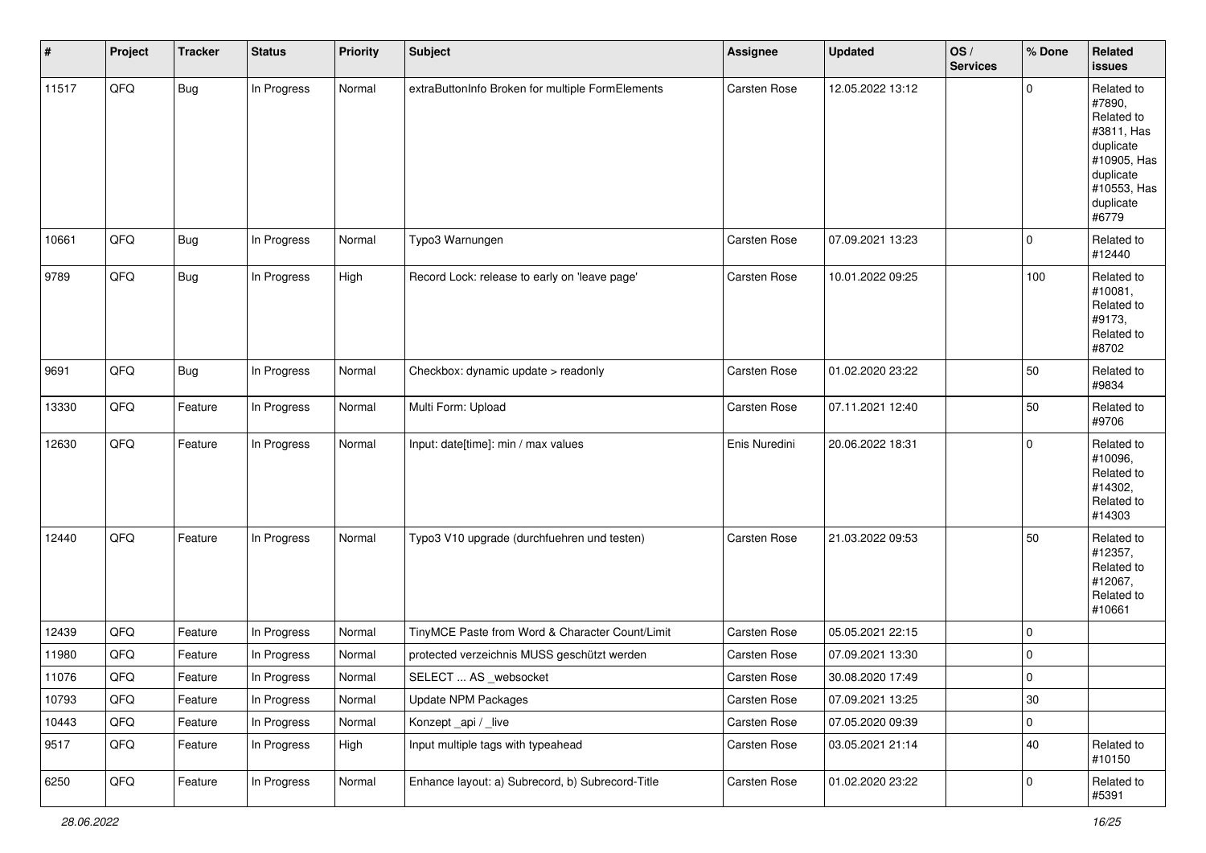| # | Project | Tracker | Status | Priority | Subject | Assignee | Updated | OS / Services | % Done | Related issues |
| --- | --- | --- | --- | --- | --- | --- | --- | --- | --- | --- |
| 11517 | QFQ | Bug | In Progress | Normal | extraButtonInfo Broken for multiple FormElements | Carsten Rose | 12.05.2022 13:12 | | 0 | Related to #7890, Related to #3811, Has duplicate #10905, Has duplicate #10553, Has duplicate #6779 |
| 10661 | QFQ | Bug | In Progress | Normal | Typo3 Warnungen | Carsten Rose | 07.09.2021 13:23 | | 0 | Related to #12440 |
| 9789 | QFQ | Bug | In Progress | High | Record Lock: release to early on 'leave page' | Carsten Rose | 10.01.2022 09:25 | | 100 | Related to #10081, Related to #9173, Related to #8702 |
| 9691 | QFQ | Bug | In Progress | Normal | Checkbox: dynamic update > readonly | Carsten Rose | 01.02.2020 23:22 | | 50 | Related to #9834 |
| 13330 | QFQ | Feature | In Progress | Normal | Multi Form: Upload | Carsten Rose | 07.11.2021 12:40 | | 50 | Related to #9706 |
| 12630 | QFQ | Feature | In Progress | Normal | Input: date[time]: min / max values | Enis Nuredini | 20.06.2022 18:31 | | 0 | Related to #10096, Related to #14302, Related to #14303 |
| 12440 | QFQ | Feature | In Progress | Normal | Typo3 V10 upgrade (durchfuehren und testen) | Carsten Rose | 21.03.2022 09:53 | | 50 | Related to #12357, Related to #12067, Related to #10661 |
| 12439 | QFQ | Feature | In Progress | Normal | TinyMCE Paste from Word & Character Count/Limit | Carsten Rose | 05.05.2021 22:15 | | 0 | |
| 11980 | QFQ | Feature | In Progress | Normal | protected verzeichnis MUSS geschützt werden | Carsten Rose | 07.09.2021 13:30 | | 0 | |
| 11076 | QFQ | Feature | In Progress | Normal | SELECT ... AS _websocket | Carsten Rose | 30.08.2020 17:49 | | 0 | |
| 10793 | QFQ | Feature | In Progress | Normal | Update NPM Packages | Carsten Rose | 07.09.2021 13:25 | | 30 | |
| 10443 | QFQ | Feature | In Progress | Normal | Konzept _api / _live | Carsten Rose | 07.05.2020 09:39 | | 0 | |
| 9517 | QFQ | Feature | In Progress | High | Input multiple tags with typeahead | Carsten Rose | 03.05.2021 21:14 | | 40 | Related to #10150 |
| 6250 | QFQ | Feature | In Progress | Normal | Enhance layout: a) Subrecord, b) Subrecord-Title | Carsten Rose | 01.02.2020 23:22 | | 0 | Related to #5391 |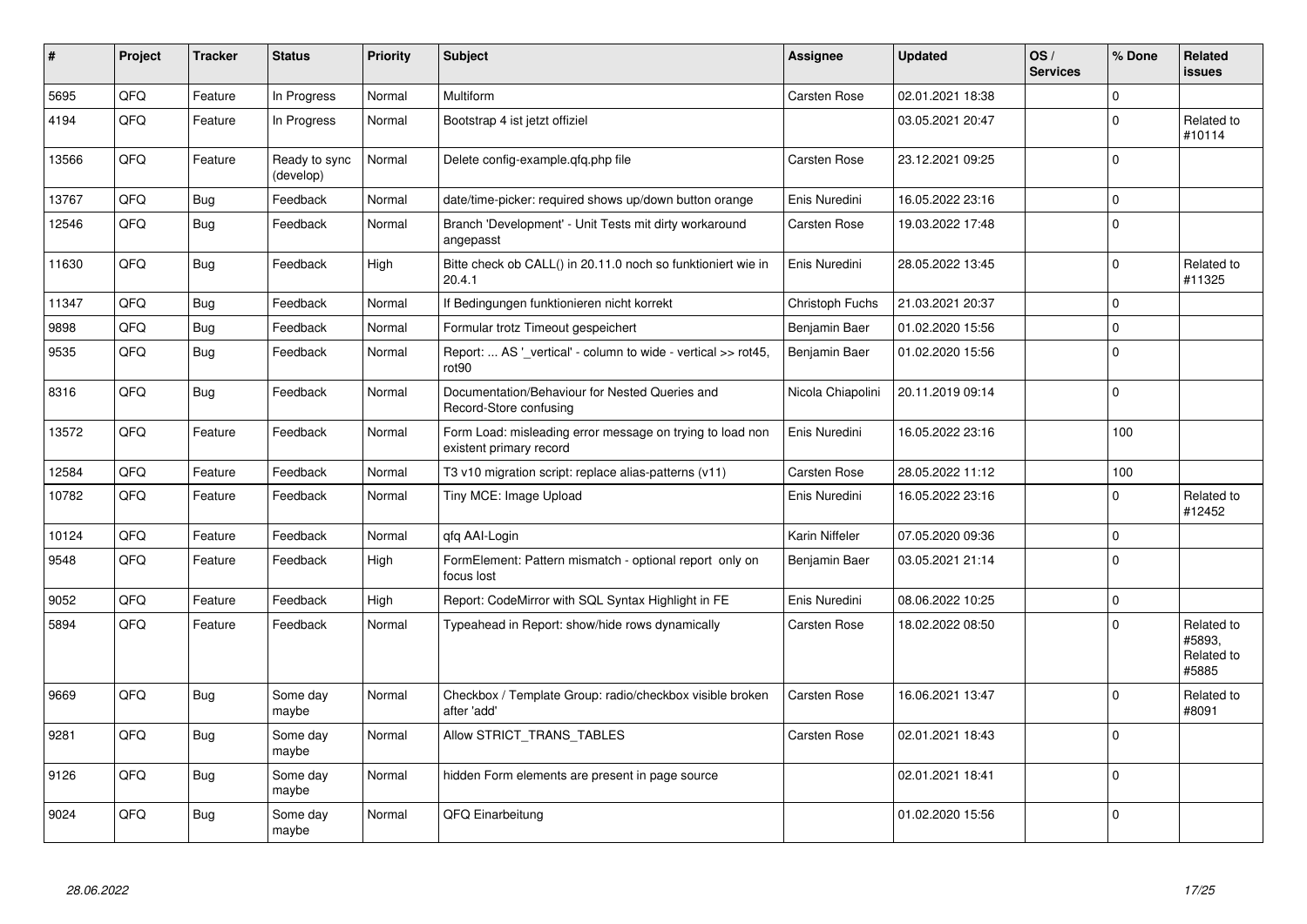| # | Project | Tracker | Status | Priority | Subject | Assignee | Updated | OS / Services | % Done | Related issues |
|---|---|---|---|---|---|---|---|---|---|---|
| 5695 | QFQ | Feature | In Progress | Normal | Multiform | Carsten Rose | 02.01.2021 18:38 | | 0 | |
| 4194 | QFQ | Feature | In Progress | Normal | Bootstrap 4 ist jetzt offiziel | | 03.05.2021 20:47 | | 0 | Related to #10114 |
| 13566 | QFQ | Feature | Ready to sync (develop) | Normal | Delete config-example.qfq.php file | Carsten Rose | 23.12.2021 09:25 | | 0 | |
| 13767 | QFQ | Bug | Feedback | Normal | date/time-picker: required shows up/down button orange | Enis Nuredini | 16.05.2022 23:16 | | 0 | |
| 12546 | QFQ | Bug | Feedback | Normal | Branch 'Development' - Unit Tests mit dirty workaround angepasst | Carsten Rose | 19.03.2022 17:48 | | 0 | |
| 11630 | QFQ | Bug | Feedback | High | Bitte check ob CALL() in 20.11.0 noch so funktioniert wie in 20.4.1 | Enis Nuredini | 28.05.2022 13:45 | | 0 | Related to #11325 |
| 11347 | QFQ | Bug | Feedback | Normal | If Bedingungen funktionieren nicht korrekt | Christoph Fuchs | 21.03.2021 20:37 | | 0 | |
| 9898 | QFQ | Bug | Feedback | Normal | Formular trotz Timeout gespeichert | Benjamin Baer | 01.02.2020 15:56 | | 0 | |
| 9535 | QFQ | Bug | Feedback | Normal | Report: ... AS '_vertical' - column to wide - vertical >> rot45, rot90 | Benjamin Baer | 01.02.2020 15:56 | | 0 | |
| 8316 | QFQ | Bug | Feedback | Normal | Documentation/Behaviour for Nested Queries and Record-Store confusing | Nicola Chiapolini | 20.11.2019 09:14 | | 0 | |
| 13572 | QFQ | Feature | Feedback | Normal | Form Load: misleading error message on trying to load non existent primary record | Enis Nuredini | 16.05.2022 23:16 | | 100 | |
| 12584 | QFQ | Feature | Feedback | Normal | T3 v10 migration script: replace alias-patterns (v11) | Carsten Rose | 28.05.2022 11:12 | | 100 | |
| 10782 | QFQ | Feature | Feedback | Normal | Tiny MCE: Image Upload | Enis Nuredini | 16.05.2022 23:16 | | 0 | Related to #12452 |
| 10124 | QFQ | Feature | Feedback | Normal | qfq AAI-Login | Karin Niffeler | 07.05.2020 09:36 | | 0 | |
| 9548 | QFQ | Feature | Feedback | High | FormElement: Pattern mismatch - optional report only on focus lost | Benjamin Baer | 03.05.2021 21:14 | | 0 | |
| 9052 | QFQ | Feature | Feedback | High | Report: CodeMirror with SQL Syntax Highlight in FE | Enis Nuredini | 08.06.2022 10:25 | | 0 | |
| 5894 | QFQ | Feature | Feedback | Normal | Typeahead in Report: show/hide rows dynamically | Carsten Rose | 18.02.2022 08:50 | | 0 | Related to #5893, Related to #5885 |
| 9669 | QFQ | Bug | Some day maybe | Normal | Checkbox / Template Group: radio/checkbox visible broken after 'add' | Carsten Rose | 16.06.2021 13:47 | | 0 | Related to #8091 |
| 9281 | QFQ | Bug | Some day maybe | Normal | Allow STRICT_TRANS_TABLES | Carsten Rose | 02.01.2021 18:43 | | 0 | |
| 9126 | QFQ | Bug | Some day maybe | Normal | hidden Form elements are present in page source | | 02.01.2021 18:41 | | 0 | |
| 9024 | QFQ | Bug | Some day maybe | Normal | QFQ Einarbeitung | | 01.02.2020 15:56 | | 0 | |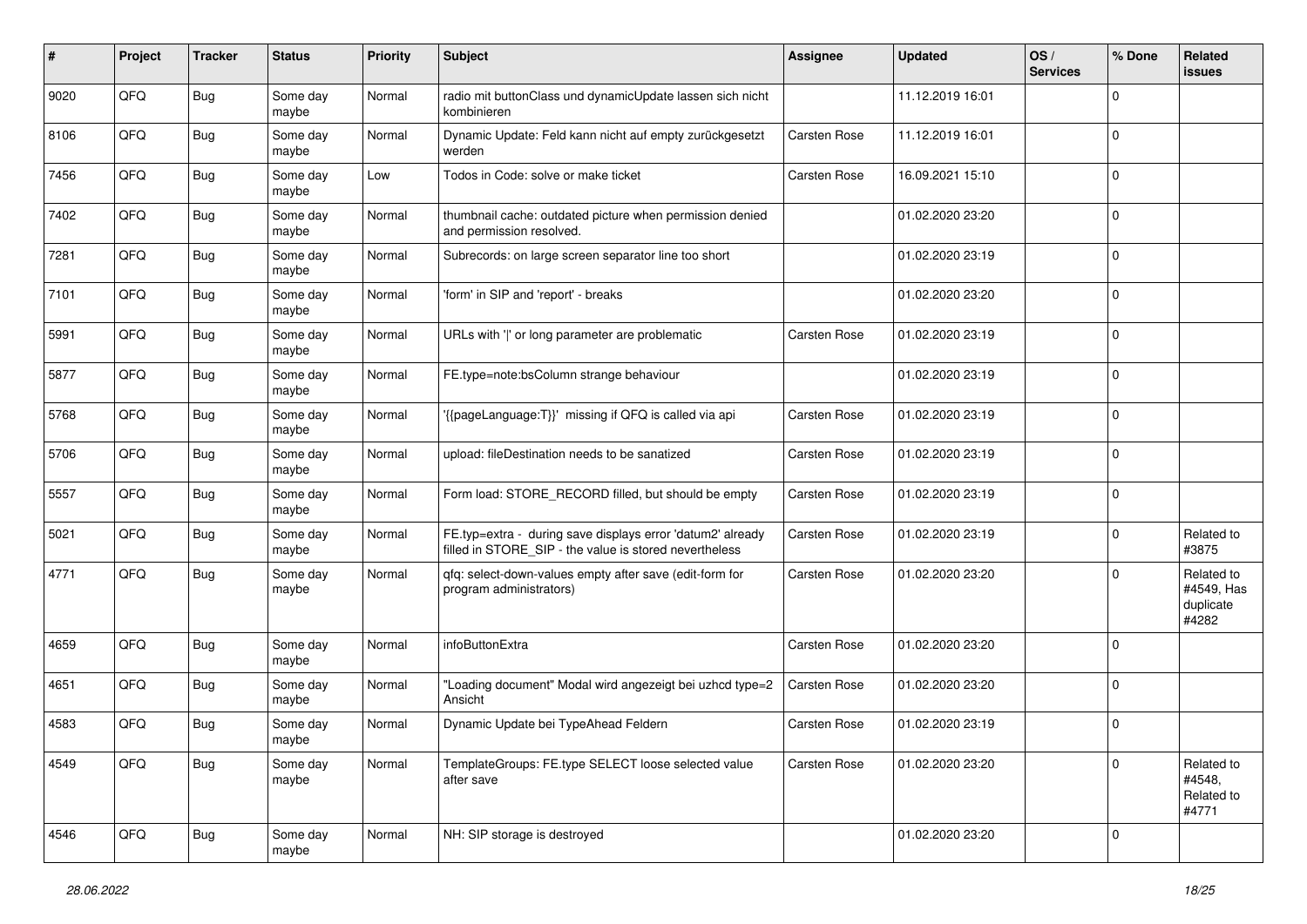| # | Project | Tracker | Status | Priority | Subject | Assignee | Updated | OS / Services | % Done | Related issues |
|---|---|---|---|---|---|---|---|---|---|---|
| 9020 | QFQ | Bug | Some day maybe | Normal | radio mit buttonClass und dynamicUpdate lassen sich nicht kombinieren | | 11.12.2019 16:01 | | 0 | |
| 8106 | QFQ | Bug | Some day maybe | Normal | Dynamic Update: Feld kann nicht auf empty zurückgesetzt werden | Carsten Rose | 11.12.2019 16:01 | | 0 | |
| 7456 | QFQ | Bug | Some day maybe | Low | Todos in Code: solve or make ticket | Carsten Rose | 16.09.2021 15:10 | | 0 | |
| 7402 | QFQ | Bug | Some day maybe | Normal | thumbnail cache: outdated picture when permission denied and permission resolved. | | 01.02.2020 23:20 | | 0 | |
| 7281 | QFQ | Bug | Some day maybe | Normal | Subrecords: on large screen separator line too short | | 01.02.2020 23:19 | | 0 | |
| 7101 | QFQ | Bug | Some day maybe | Normal | 'form' in SIP and 'report' - breaks | | 01.02.2020 23:20 | | 0 | |
| 5991 | QFQ | Bug | Some day maybe | Normal | URLs with '\|' or long parameter are problematic | Carsten Rose | 01.02.2020 23:19 | | 0 | |
| 5877 | QFQ | Bug | Some day maybe | Normal | FE.type=note:bsColumn strange behaviour | | 01.02.2020 23:19 | | 0 | |
| 5768 | QFQ | Bug | Some day maybe | Normal | '{{pageLanguage:T}}' missing if QFQ is called via api | Carsten Rose | 01.02.2020 23:19 | | 0 | |
| 5706 | QFQ | Bug | Some day maybe | Normal | upload: fileDestination needs to be sanatized | Carsten Rose | 01.02.2020 23:19 | | 0 | |
| 5557 | QFQ | Bug | Some day maybe | Normal | Form load: STORE_RECORD filled, but should be empty | Carsten Rose | 01.02.2020 23:19 | | 0 | |
| 5021 | QFQ | Bug | Some day maybe | Normal | FE.typ=extra - during save displays error 'datum2' already filled in STORE_SIP - the value is stored nevertheless | Carsten Rose | 01.02.2020 23:19 | | 0 | Related to #3875 |
| 4771 | QFQ | Bug | Some day maybe | Normal | qfq: select-down-values empty after save (edit-form for program administrators) | Carsten Rose | 01.02.2020 23:20 | | 0 | Related to #4549, Has duplicate #4282 |
| 4659 | QFQ | Bug | Some day maybe | Normal | infoButtonExtra | Carsten Rose | 01.02.2020 23:20 | | 0 | |
| 4651 | QFQ | Bug | Some day maybe | Normal | "Loading document" Modal wird angezeigt bei uzhcd type=2 Ansicht | Carsten Rose | 01.02.2020 23:20 | | 0 | |
| 4583 | QFQ | Bug | Some day maybe | Normal | Dynamic Update bei TypeAhead Feldern | Carsten Rose | 01.02.2020 23:19 | | 0 | |
| 4549 | QFQ | Bug | Some day maybe | Normal | TemplateGroups: FE.type SELECT loose selected value after save | Carsten Rose | 01.02.2020 23:20 | | 0 | Related to #4548, Related to #4771 |
| 4546 | QFQ | Bug | Some day maybe | Normal | NH: SIP storage is destroyed | | 01.02.2020 23:20 | | 0 | |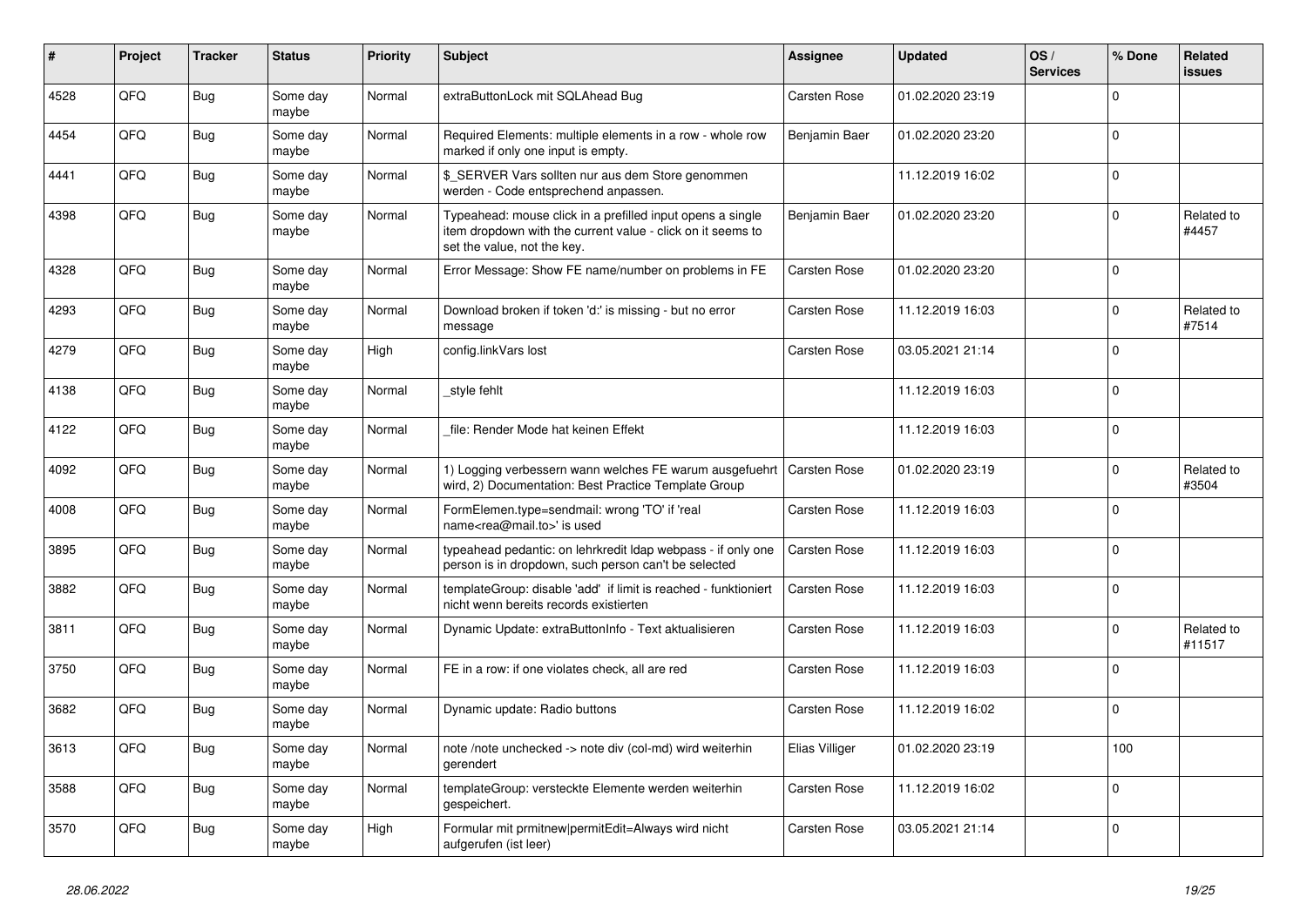| # | Project | Tracker | Status | Priority | Subject | Assignee | Updated | OS / Services | % Done | Related issues |
|---|---|---|---|---|---|---|---|---|---|---|
| 4528 | QFQ | Bug | Some day maybe | Normal | extraButtonLock mit SQLAhead Bug | Carsten Rose | 01.02.2020 23:19 | | 0 | |
| 4454 | QFQ | Bug | Some day maybe | Normal | Required Elements: multiple elements in a row - whole row marked if only one input is empty. | Benjamin Baer | 01.02.2020 23:20 | | 0 | |
| 4441 | QFQ | Bug | Some day maybe | Normal | $_SERVER Vars sollten nur aus dem Store genommen werden - Code entsprechend anpassen. | | 11.12.2019 16:02 | | 0 | |
| 4398 | QFQ | Bug | Some day maybe | Normal | Typeahead: mouse click in a prefilled input opens a single item dropdown with the current value - click on it seems to set the value, not the key. | Benjamin Baer | 01.02.2020 23:20 | | 0 | Related to #4457 |
| 4328 | QFQ | Bug | Some day maybe | Normal | Error Message: Show FE name/number on problems in FE | Carsten Rose | 01.02.2020 23:20 | | 0 | |
| 4293 | QFQ | Bug | Some day maybe | Normal | Download broken if token 'd:' is missing - but no error message | Carsten Rose | 11.12.2019 16:03 | | 0 | Related to #7514 |
| 4279 | QFQ | Bug | Some day maybe | High | config.linkVars lost | Carsten Rose | 03.05.2021 21:14 | | 0 | |
| 4138 | QFQ | Bug | Some day maybe | Normal | _style fehlt | | 11.12.2019 16:03 | | 0 | |
| 4122 | QFQ | Bug | Some day maybe | Normal | _file: Render Mode hat keinen Effekt | | 11.12.2019 16:03 | | 0 | |
| 4092 | QFQ | Bug | Some day maybe | Normal | 1) Logging verbessern wann welches FE warum ausgefuehrt wird, 2) Documentation: Best Practice Template Group | Carsten Rose | 01.02.2020 23:19 | | 0 | Related to #3504 |
| 4008 | QFQ | Bug | Some day maybe | Normal | FormElemen.type=sendmail: wrong 'TO' if 'real name<rea@mail.to>' is used | Carsten Rose | 11.12.2019 16:03 | | 0 | |
| 3895 | QFQ | Bug | Some day maybe | Normal | typeahead pedantic: on lehrkredit ldap webpass - if only one person is in dropdown, such person can't be selected | Carsten Rose | 11.12.2019 16:03 | | 0 | |
| 3882 | QFQ | Bug | Some day maybe | Normal | templateGroup: disable 'add' if limit is reached - funktioniert nicht wenn bereits records existierten | Carsten Rose | 11.12.2019 16:03 | | 0 | |
| 3811 | QFQ | Bug | Some day maybe | Normal | Dynamic Update: extraButtonInfo - Text aktualisieren | Carsten Rose | 11.12.2019 16:03 | | 0 | Related to #11517 |
| 3750 | QFQ | Bug | Some day maybe | Normal | FE in a row: if one violates check, all are red | Carsten Rose | 11.12.2019 16:03 | | 0 | |
| 3682 | QFQ | Bug | Some day maybe | Normal | Dynamic update: Radio buttons | Carsten Rose | 11.12.2019 16:02 | | 0 | |
| 3613 | QFQ | Bug | Some day maybe | Normal | note /note unchecked -> note div (col-md) wird weiterhin gerendert | Elias Villiger | 01.02.2020 23:19 | | 100 | |
| 3588 | QFQ | Bug | Some day maybe | Normal | templateGroup: versteckte Elemente werden weiterhin gespeichert. | Carsten Rose | 11.12.2019 16:02 | | 0 | |
| 3570 | QFQ | Bug | Some day maybe | High | Formular mit prmitnew\|permitEdit=Always wird nicht aufgerufen (ist leer) | Carsten Rose | 03.05.2021 21:14 | | 0 | |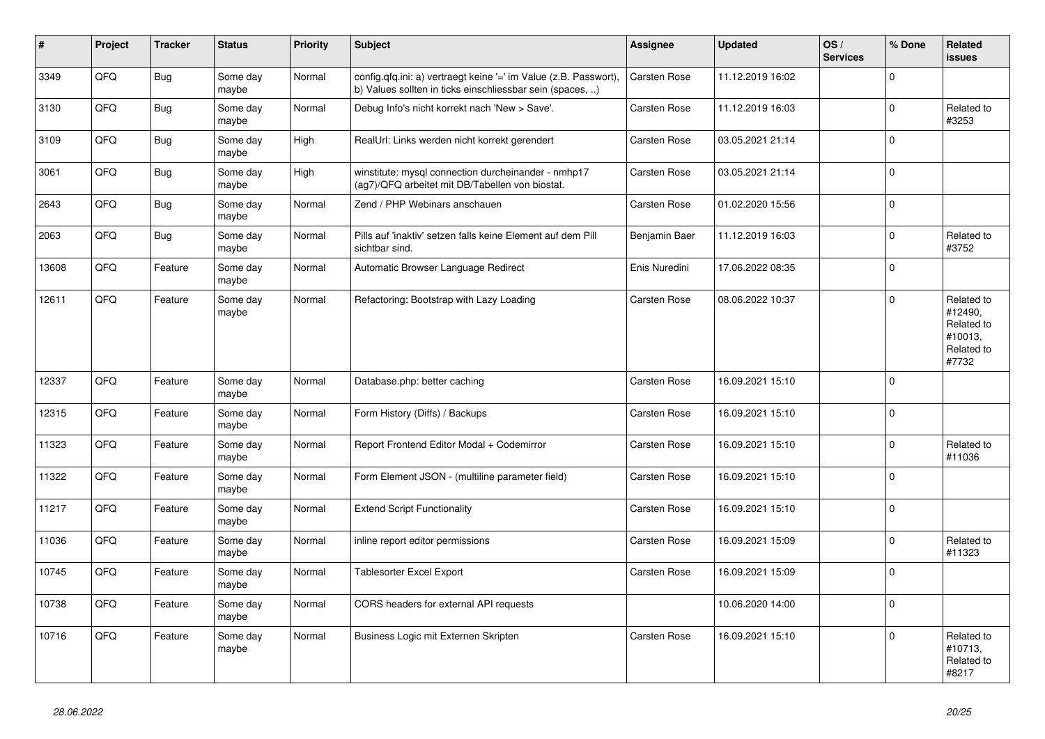| # | Project | Tracker | Status | Priority | Subject | Assignee | Updated | OS / Services | % Done | Related issues |
|---|---|---|---|---|---|---|---|---|---|---|
| 3349 | QFQ | Bug | Some day maybe | Normal | config.qfq.ini: a) vertraegt keine '=' im Value (z.B. Passwort), b) Values sollten in ticks einschliessbar sein (spaces, ..) | Carsten Rose | 11.12.2019 16:02 | | 0 | |
| 3130 | QFQ | Bug | Some day maybe | Normal | Debug Info's nicht korrekt nach 'New > Save'. | Carsten Rose | 11.12.2019 16:03 | | 0 | Related to #3253 |
| 3109 | QFQ | Bug | Some day maybe | High | RealUrl: Links werden nicht korrekt gerendert | Carsten Rose | 03.05.2021 21:14 | | 0 | |
| 3061 | QFQ | Bug | Some day maybe | High | winstitute: mysql connection durcheinander - nmhp17 (ag7)/QFQ arbeitet mit DB/Tabellen von biostat. | Carsten Rose | 03.05.2021 21:14 | | 0 | |
| 2643 | QFQ | Bug | Some day maybe | Normal | Zend / PHP Webinars anschauen | Carsten Rose | 01.02.2020 15:56 | | 0 | |
| 2063 | QFQ | Bug | Some day maybe | Normal | Pills auf 'inaktiv' setzen falls keine Element auf dem Pill sichtbar sind. | Benjamin Baer | 11.12.2019 16:03 | | 0 | Related to #3752 |
| 13608 | QFQ | Feature | Some day maybe | Normal | Automatic Browser Language Redirect | Enis Nuredini | 17.06.2022 08:35 | | 0 | |
| 12611 | QFQ | Feature | Some day maybe | Normal | Refactoring: Bootstrap with Lazy Loading | Carsten Rose | 08.06.2022 10:37 | | 0 | Related to #12490, Related to #10013, Related to #7732 |
| 12337 | QFQ | Feature | Some day maybe | Normal | Database.php: better caching | Carsten Rose | 16.09.2021 15:10 | | 0 | |
| 12315 | QFQ | Feature | Some day maybe | Normal | Form History (Diffs) / Backups | Carsten Rose | 16.09.2021 15:10 | | 0 | |
| 11323 | QFQ | Feature | Some day maybe | Normal | Report Frontend Editor Modal + Codemirror | Carsten Rose | 16.09.2021 15:10 | | 0 | Related to #11036 |
| 11322 | QFQ | Feature | Some day maybe | Normal | Form Element JSON - (multiline parameter field) | Carsten Rose | 16.09.2021 15:10 | | 0 | |
| 11217 | QFQ | Feature | Some day maybe | Normal | Extend Script Functionality | Carsten Rose | 16.09.2021 15:10 | | 0 | |
| 11036 | QFQ | Feature | Some day maybe | Normal | inline report editor permissions | Carsten Rose | 16.09.2021 15:09 | | 0 | Related to #11323 |
| 10745 | QFQ | Feature | Some day maybe | Normal | Tablesorter Excel Export | Carsten Rose | 16.09.2021 15:09 | | 0 | |
| 10738 | QFQ | Feature | Some day maybe | Normal | CORS headers for external API requests | | 10.06.2020 14:00 | | 0 | |
| 10716 | QFQ | Feature | Some day maybe | Normal | Business Logic mit Externen Skripten | Carsten Rose | 16.09.2021 15:10 | | 0 | Related to #10713, Related to #8217 |

*28.06.2022*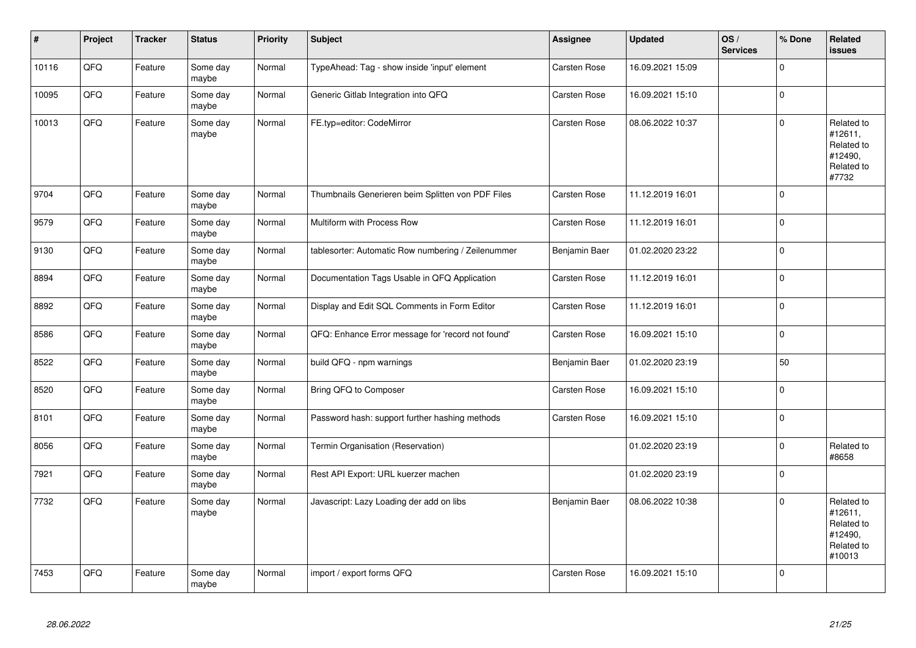| # | Project | Tracker | Status | Priority | Subject | Assignee | Updated | OS / Services | % Done | Related issues |
|---|---|---|---|---|---|---|---|---|---|---|
| 10116 | QFQ | Feature | Some day maybe | Normal | TypeAhead: Tag - show inside 'input' element | Carsten Rose | 16.09.2021 15:09 | | 0 | |
| 10095 | QFQ | Feature | Some day maybe | Normal | Generic Gitlab Integration into QFQ | Carsten Rose | 16.09.2021 15:10 | | 0 | |
| 10013 | QFQ | Feature | Some day maybe | Normal | FE.typ=editor: CodeMirror | Carsten Rose | 08.06.2022 10:37 | | 0 | Related to #12611, Related to #12490, Related to #7732 |
| 9704 | QFQ | Feature | Some day maybe | Normal | Thumbnails Generieren beim Splitten von PDF Files | Carsten Rose | 11.12.2019 16:01 | | 0 | |
| 9579 | QFQ | Feature | Some day maybe | Normal | Multiform with Process Row | Carsten Rose | 11.12.2019 16:01 | | 0 | |
| 9130 | QFQ | Feature | Some day maybe | Normal | tablesorter: Automatic Row numbering / Zeilenummer | Benjamin Baer | 01.02.2020 23:22 | | 0 | |
| 8894 | QFQ | Feature | Some day maybe | Normal | Documentation Tags Usable in QFQ Application | Carsten Rose | 11.12.2019 16:01 | | 0 | |
| 8892 | QFQ | Feature | Some day maybe | Normal | Display and Edit SQL Comments in Form Editor | Carsten Rose | 11.12.2019 16:01 | | 0 | |
| 8586 | QFQ | Feature | Some day maybe | Normal | QFQ: Enhance Error message for 'record not found' | Carsten Rose | 16.09.2021 15:10 | | 0 | |
| 8522 | QFQ | Feature | Some day maybe | Normal | build QFQ - npm warnings | Benjamin Baer | 01.02.2020 23:19 | | 50 | |
| 8520 | QFQ | Feature | Some day maybe | Normal | Bring QFQ to Composer | Carsten Rose | 16.09.2021 15:10 | | 0 | |
| 8101 | QFQ | Feature | Some day maybe | Normal | Password hash: support further hashing methods | Carsten Rose | 16.09.2021 15:10 | | 0 | |
| 8056 | QFQ | Feature | Some day maybe | Normal | Termin Organisation (Reservation) | | 01.02.2020 23:19 | | 0 | Related to #8658 |
| 7921 | QFQ | Feature | Some day maybe | Normal | Rest API Export: URL kuerzer machen | | 01.02.2020 23:19 | | 0 | |
| 7732 | QFQ | Feature | Some day maybe | Normal | Javascript: Lazy Loading der add on libs | Benjamin Baer | 08.06.2022 10:38 | | 0 | Related to #12611, Related to #12490, Related to #10013 |
| 7453 | QFQ | Feature | Some day maybe | Normal | import / export forms QFQ | Carsten Rose | 16.09.2021 15:10 | | 0 | |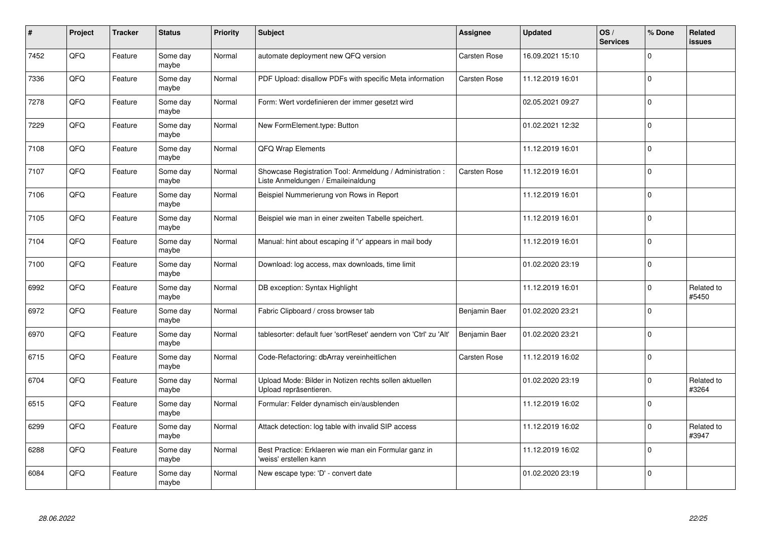| # | Project | Tracker | Status | Priority | Subject | Assignee | Updated | OS / Services | % Done | Related issues |
|---|---|---|---|---|---|---|---|---|---|---|
| 7452 | QFQ | Feature | Some day maybe | Normal | automate deployment new QFQ version | Carsten Rose | 16.09.2021 15:10 | | 0 | |
| 7336 | QFQ | Feature | Some day maybe | Normal | PDF Upload: disallow PDFs with specific Meta information | Carsten Rose | 11.12.2019 16:01 | | 0 | |
| 7278 | QFQ | Feature | Some day maybe | Normal | Form: Wert vordefinieren der immer gesetzt wird | | 02.05.2021 09:27 | | 0 | |
| 7229 | QFQ | Feature | Some day maybe | Normal | New FormElement.type: Button | | 01.02.2021 12:32 | | 0 | |
| 7108 | QFQ | Feature | Some day maybe | Normal | QFQ Wrap Elements | | 11.12.2019 16:01 | | 0 | |
| 7107 | QFQ | Feature | Some day maybe | Normal | Showcase Registration Tool: Anmeldung / Administration : Liste Anmeldungen / Emaileinaldung | Carsten Rose | 11.12.2019 16:01 | | 0 | |
| 7106 | QFQ | Feature | Some day maybe | Normal | Beispiel Nummerierung von Rows in Report | | 11.12.2019 16:01 | | 0 | |
| 7105 | QFQ | Feature | Some day maybe | Normal | Beispiel wie man in einer zweiten Tabelle speichert. | | 11.12.2019 16:01 | | 0 | |
| 7104 | QFQ | Feature | Some day maybe | Normal | Manual: hint about escaping if '\r' appears in mail body | | 11.12.2019 16:01 | | 0 | |
| 7100 | QFQ | Feature | Some day maybe | Normal | Download: log access, max downloads, time limit | | 01.02.2020 23:19 | | 0 | |
| 6992 | QFQ | Feature | Some day maybe | Normal | DB exception: Syntax Highlight | | 11.12.2019 16:01 | | 0 | Related to #5450 |
| 6972 | QFQ | Feature | Some day maybe | Normal | Fabric Clipboard / cross browser tab | Benjamin Baer | 01.02.2020 23:21 | | 0 | |
| 6970 | QFQ | Feature | Some day maybe | Normal | tablesorter: default fuer 'sortReset' aendern von 'Ctrl' zu 'Alt' | Benjamin Baer | 01.02.2020 23:21 | | 0 | |
| 6715 | QFQ | Feature | Some day maybe | Normal | Code-Refactoring: dbArray vereinheitlichen | Carsten Rose | 11.12.2019 16:02 | | 0 | |
| 6704 | QFQ | Feature | Some day maybe | Normal | Upload Mode: Bilder in Notizen rechts sollen aktuellen Upload repräsentieren. | | 01.02.2020 23:19 | | 0 | Related to #3264 |
| 6515 | QFQ | Feature | Some day maybe | Normal | Formular: Felder dynamisch ein/ausblenden | | 11.12.2019 16:02 | | 0 | |
| 6299 | QFQ | Feature | Some day maybe | Normal | Attack detection: log table with invalid SIP access | | 11.12.2019 16:02 | | 0 | Related to #3947 |
| 6288 | QFQ | Feature | Some day maybe | Normal | Best Practice: Erklaeren wie man ein Formular ganz in 'weiss' erstellen kann | | 11.12.2019 16:02 | | 0 | |
| 6084 | QFQ | Feature | Some day maybe | Normal | New escape type: 'D' - convert date | | 01.02.2020 23:19 | | 0 | |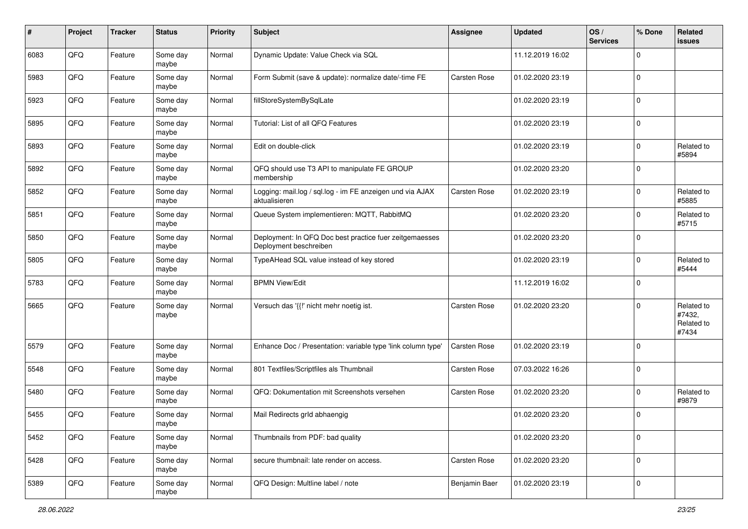| # | Project | Tracker | Status | Priority | Subject | Assignee | Updated | OS / Services | % Done | Related issues |
|---|---|---|---|---|---|---|---|---|---|---|
| 6083 | QFQ | Feature | Some day maybe | Normal | Dynamic Update: Value Check via SQL | | 11.12.2019 16:02 | | 0 | |
| 5983 | QFQ | Feature | Some day maybe | Normal | Form Submit (save & update): normalize date/-time FE | Carsten Rose | 01.02.2020 23:19 | | 0 | |
| 5923 | QFQ | Feature | Some day maybe | Normal | fillStoreSystemBySqlLate | | 01.02.2020 23:19 | | 0 | |
| 5895 | QFQ | Feature | Some day maybe | Normal | Tutorial: List of all QFQ Features | | 01.02.2020 23:19 | | 0 | |
| 5893 | QFQ | Feature | Some day maybe | Normal | Edit on double-click | | 01.02.2020 23:19 | | 0 | Related to #5894 |
| 5892 | QFQ | Feature | Some day maybe | Normal | QFQ should use T3 API to manipulate FE GROUP membership | | 01.02.2020 23:20 | | 0 | |
| 5852 | QFQ | Feature | Some day maybe | Normal | Logging: mail.log / sql.log - im FE anzeigen und via AJAX aktualisieren | Carsten Rose | 01.02.2020 23:19 | | 0 | Related to #5885 |
| 5851 | QFQ | Feature | Some day maybe | Normal | Queue System implementieren: MQTT, RabbitMQ | | 01.02.2020 23:20 | | 0 | Related to #5715 |
| 5850 | QFQ | Feature | Some day maybe | Normal | Deployment: In QFQ Doc best practice fuer zeitgemaesses Deployment beschreiben | | 01.02.2020 23:20 | | 0 | |
| 5805 | QFQ | Feature | Some day maybe | Normal | TypeAHead SQL value instead of key stored | | 01.02.2020 23:19 | | 0 | Related to #5444 |
| 5783 | QFQ | Feature | Some day maybe | Normal | BPMN View/Edit | | 11.12.2019 16:02 | | 0 | |
| 5665 | QFQ | Feature | Some day maybe | Normal | Versuch das '{{!' nicht mehr noetig ist. | Carsten Rose | 01.02.2020 23:20 | | 0 | Related to #7432, Related to #7434 |
| 5579 | QFQ | Feature | Some day maybe | Normal | Enhance Doc / Presentation: variable type 'link column type' | Carsten Rose | 01.02.2020 23:19 | | 0 | |
| 5548 | QFQ | Feature | Some day maybe | Normal | 801 Textfiles/Scriptfiles als Thumbnail | Carsten Rose | 07.03.2022 16:26 | | 0 | |
| 5480 | QFQ | Feature | Some day maybe | Normal | QFQ: Dokumentation mit Screenshots versehen | Carsten Rose | 01.02.2020 23:20 | | 0 | Related to #9879 |
| 5455 | QFQ | Feature | Some day maybe | Normal | Mail Redirects grId abhaengig | | 01.02.2020 23:20 | | 0 | |
| 5452 | QFQ | Feature | Some day maybe | Normal | Thumbnails from PDF: bad quality | | 01.02.2020 23:20 | | 0 | |
| 5428 | QFQ | Feature | Some day maybe | Normal | secure thumbnail: late render on access. | Carsten Rose | 01.02.2020 23:20 | | 0 | |
| 5389 | QFQ | Feature | Some day maybe | Normal | QFQ Design: Multline label / note | Benjamin Baer | 01.02.2020 23:19 | | 0 | |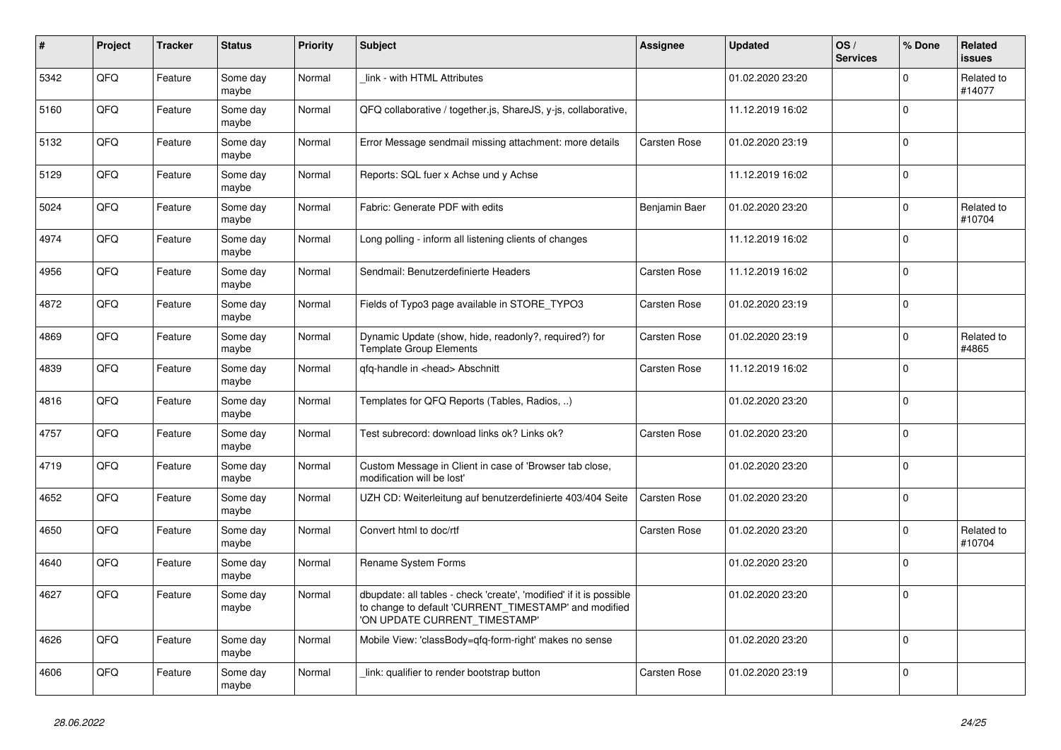| # | Project | Tracker | Status | Priority | Subject | Assignee | Updated | OS / Services | % Done | Related issues |
|---|---|---|---|---|---|---|---|---|---|---|
| 5342 | QFQ | Feature | Some day maybe | Normal | _link - with HTML Attributes | | 01.02.2020 23:20 | | 0 | Related to #14077 |
| 5160 | QFQ | Feature | Some day maybe | Normal | QFQ collaborative / together.js, ShareJS, y-js, collaborative, | | 11.12.2019 16:02 | | 0 | |
| 5132 | QFQ | Feature | Some day maybe | Normal | Error Message sendmail missing attachment: more details | Carsten Rose | 01.02.2020 23:19 | | 0 | |
| 5129 | QFQ | Feature | Some day maybe | Normal | Reports: SQL fuer x Achse und y Achse | | 11.12.2019 16:02 | | 0 | |
| 5024 | QFQ | Feature | Some day maybe | Normal | Fabric: Generate PDF with edits | Benjamin Baer | 01.02.2020 23:20 | | 0 | Related to #10704 |
| 4974 | QFQ | Feature | Some day maybe | Normal | Long polling - inform all listening clients of changes | | 11.12.2019 16:02 | | 0 | |
| 4956 | QFQ | Feature | Some day maybe | Normal | Sendmail: Benutzerdefinierte Headers | Carsten Rose | 11.12.2019 16:02 | | 0 | |
| 4872 | QFQ | Feature | Some day maybe | Normal | Fields of Typo3 page available in STORE_TYPO3 | Carsten Rose | 01.02.2020 23:19 | | 0 | |
| 4869 | QFQ | Feature | Some day maybe | Normal | Dynamic Update (show, hide, readonly?, required?) for Template Group Elements | Carsten Rose | 01.02.2020 23:19 | | 0 | Related to #4865 |
| 4839 | QFQ | Feature | Some day maybe | Normal | qfq-handle in <head> Abschnitt | Carsten Rose | 11.12.2019 16:02 | | 0 | |
| 4816 | QFQ | Feature | Some day maybe | Normal | Templates for QFQ Reports (Tables, Radios, ..) | | 01.02.2020 23:20 | | 0 | |
| 4757 | QFQ | Feature | Some day maybe | Normal | Test subrecord: download links ok? Links ok? | Carsten Rose | 01.02.2020 23:20 | | 0 | |
| 4719 | QFQ | Feature | Some day maybe | Normal | Custom Message in Client in case of 'Browser tab close, modification will be lost' | | 01.02.2020 23:20 | | 0 | |
| 4652 | QFQ | Feature | Some day maybe | Normal | UZH CD: Weiterleitung auf benutzerdefinierte 403/404 Seite | Carsten Rose | 01.02.2020 23:20 | | 0 | |
| 4650 | QFQ | Feature | Some day maybe | Normal | Convert html to doc/rtf | Carsten Rose | 01.02.2020 23:20 | | 0 | Related to #10704 |
| 4640 | QFQ | Feature | Some day maybe | Normal | Rename System Forms | | 01.02.2020 23:20 | | 0 | |
| 4627 | QFQ | Feature | Some day maybe | Normal | dbupdate: all tables - check 'create', 'modified' if it is possible to change to default 'CURRENT_TIMESTAMP' and modified 'ON UPDATE CURRENT_TIMESTAMP' | | 01.02.2020 23:20 | | 0 | |
| 4626 | QFQ | Feature | Some day maybe | Normal | Mobile View: 'classBody=qfq-form-right' makes no sense | | 01.02.2020 23:20 | | 0 | |
| 4606 | QFQ | Feature | Some day maybe | Normal | _link: qualifier to render bootstrap button | Carsten Rose | 01.02.2020 23:19 | | 0 | |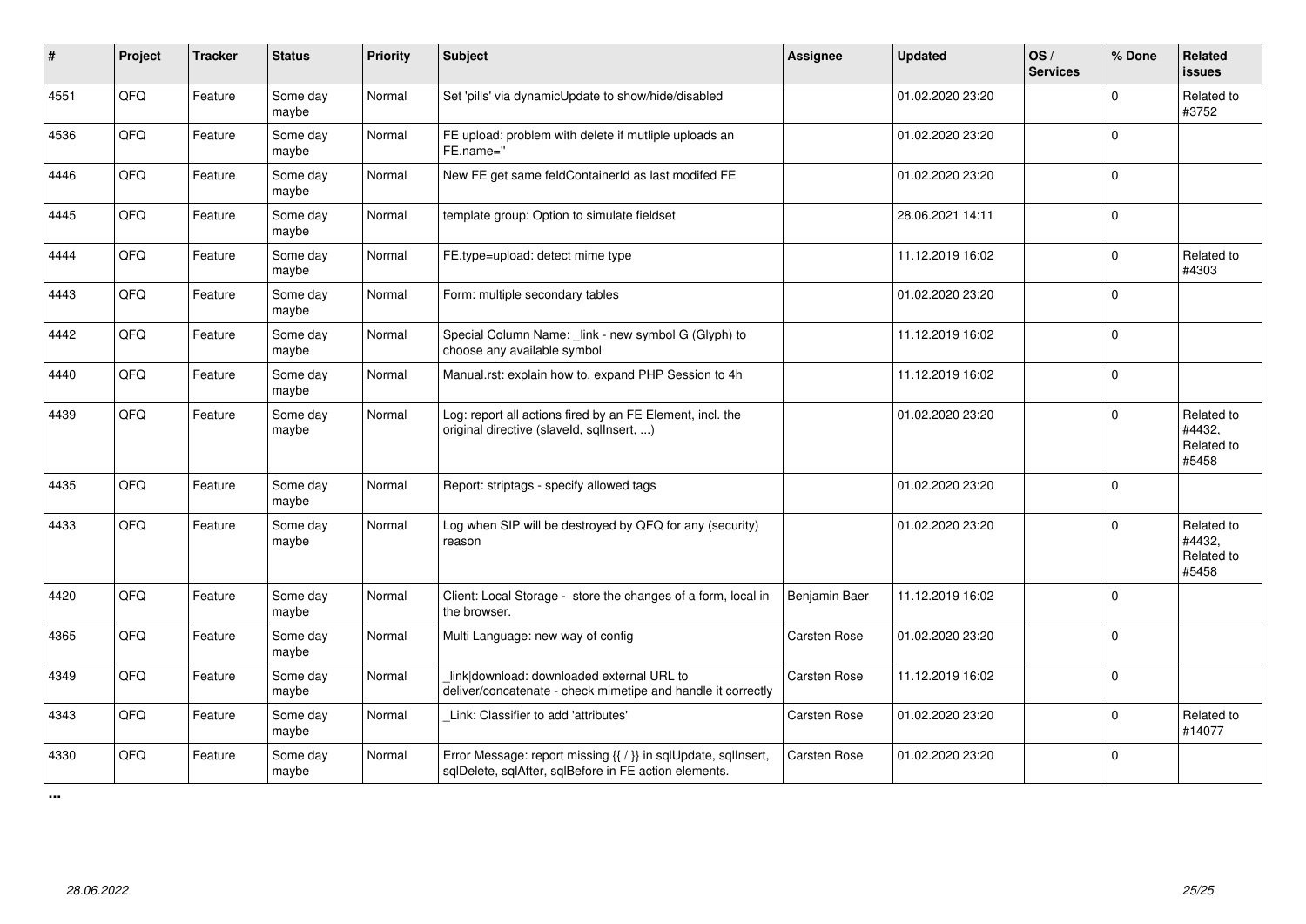| # | Project | Tracker | Status | Priority | Subject | Assignee | Updated | OS / Services | % Done | Related issues |
|---|---|---|---|---|---|---|---|---|---|---|
| 4551 | QFQ | Feature | Some day maybe | Normal | Set 'pills' via dynamicUpdate to show/hide/disabled | | 01.02.2020 23:20 | | 0 | Related to #3752 |
| 4536 | QFQ | Feature | Some day maybe | Normal | FE upload: problem with delete if mutliple uploads an FE.name='' | | 01.02.2020 23:20 | | 0 | |
| 4446 | QFQ | Feature | Some day maybe | Normal | New FE get same feldContainerId as last modifed FE | | 01.02.2020 23:20 | | 0 | |
| 4445 | QFQ | Feature | Some day maybe | Normal | template group: Option to simulate fieldset | | 28.06.2021 14:11 | | 0 | |
| 4444 | QFQ | Feature | Some day maybe | Normal | FE.type=upload: detect mime type | | 11.12.2019 16:02 | | 0 | Related to #4303 |
| 4443 | QFQ | Feature | Some day maybe | Normal | Form: multiple secondary tables | | 01.02.2020 23:20 | | 0 | |
| 4442 | QFQ | Feature | Some day maybe | Normal | Special Column Name: _link - new symbol G (Glyph) to choose any available symbol | | 11.12.2019 16:02 | | 0 | |
| 4440 | QFQ | Feature | Some day maybe | Normal | Manual.rst: explain how to. expand PHP Session to 4h | | 11.12.2019 16:02 | | 0 | |
| 4439 | QFQ | Feature | Some day maybe | Normal | Log: report all actions fired by an FE Element, incl. the original directive (slaveId, sqlInsert, ...) | | 01.02.2020 23:20 | | 0 | Related to #4432, Related to #5458 |
| 4435 | QFQ | Feature | Some day maybe | Normal | Report: striptags - specify allowed tags | | 01.02.2020 23:20 | | 0 | |
| 4433 | QFQ | Feature | Some day maybe | Normal | Log when SIP will be destroyed by QFQ for any (security) reason | | 01.02.2020 23:20 | | 0 | Related to #4432, Related to #5458 |
| 4420 | QFQ | Feature | Some day maybe | Normal | Client: Local Storage - store the changes of a form, local in the browser. | Benjamin Baer | 11.12.2019 16:02 | | 0 | |
| 4365 | QFQ | Feature | Some day maybe | Normal | Multi Language: new way of config | Carsten Rose | 01.02.2020 23:20 | | 0 | |
| 4349 | QFQ | Feature | Some day maybe | Normal | _link\|download: downloaded external URL to deliver/concatenate - check mimetipe and handle it correctly | Carsten Rose | 11.12.2019 16:02 | | 0 | |
| 4343 | QFQ | Feature | Some day maybe | Normal | _Link: Classifier to add 'attributes' | Carsten Rose | 01.02.2020 23:20 | | 0 | Related to #14077 |
| 4330 | QFQ | Feature | Some day maybe | Normal | Error Message: report missing {{ / }} in sqlUpdate, sqlInsert, sqlDelete, sqlAfter, sqlBefore in FE action elements. | Carsten Rose | 01.02.2020 23:20 | | 0 | |

...